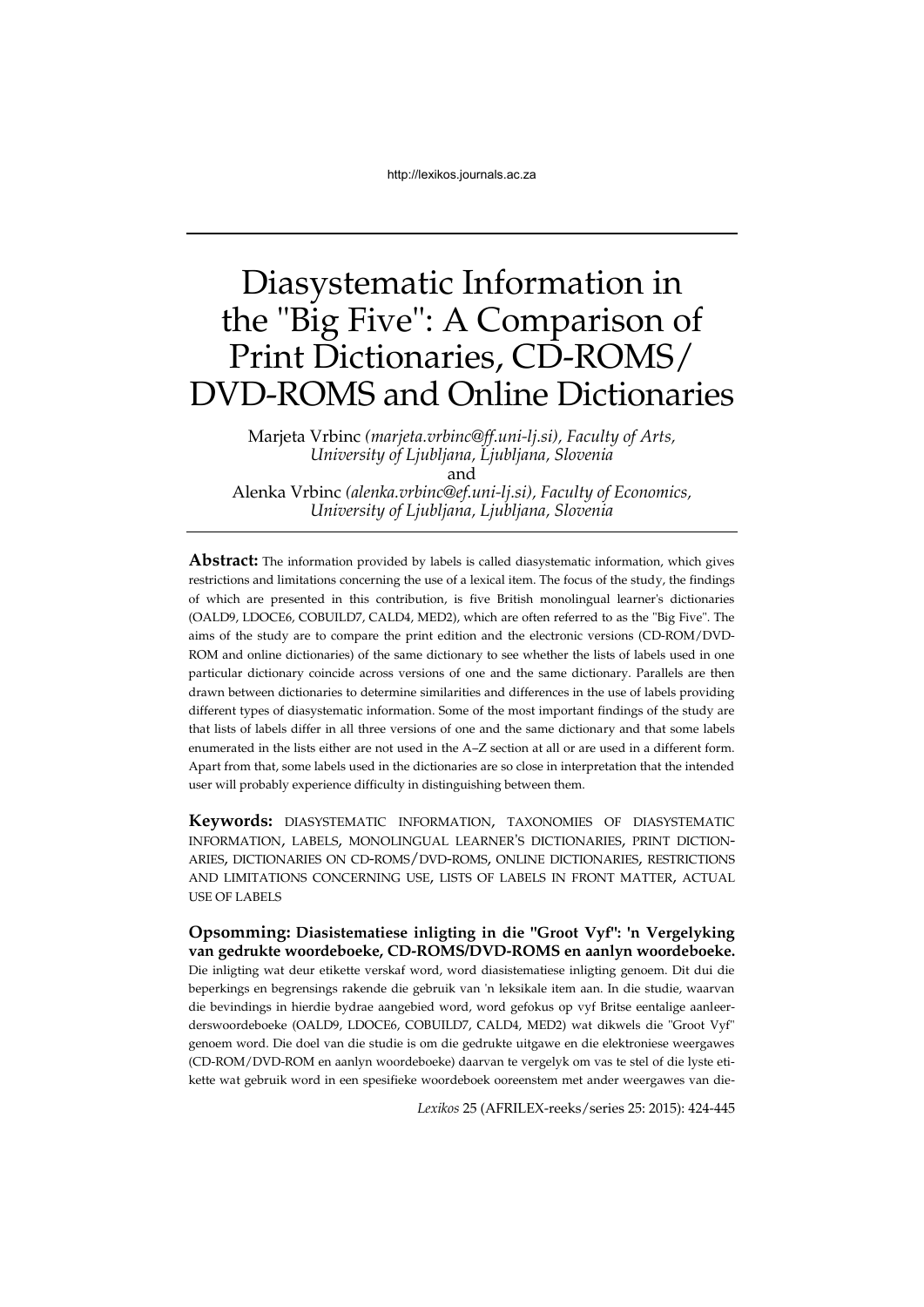# Diasystematic Information in the "Big Five": A Comparison of Print Dictionaries, CD-ROMS/ DVD-ROMS and Online Dictionaries

Marjeta Vrbinc *(marjeta.vrbinc@ff.uni-lj.si), Faculty of Arts, University of Ljubljana, Ljubljana, Slovenia*
and
Alenka Vrbinc *(alenka.vrbinc@ef.uni-lj.si), Faculty of Economics, University of Ljubljana, Ljubljana, Slovenia*

---

**Abstract:** The information provided by labels is called diasystematic information, which gives restrictions and limitations concerning the use of a lexical item. The focus of the study, the findings of which are presented in this contribution, is five British monolingual learner's dictionaries (OALD9, LDOCE6, COBUILD7, CALD4, MED2), which are often referred to as the "Big Five". The aims of the study are to compare the print edition and the electronic versions (CD-ROM/DVD-ROM and online dictionaries) of the same dictionary to see whether the lists of labels used in one particular dictionary coincide across versions of one and the same dictionary. Parallels are then drawn between dictionaries to determine similarities and differences in the use of labels providing different types of diasystematic information. Some of the most important findings of the study are that lists of labels differ in all three versions of one and the same dictionary and that some labels enumerated in the lists either are not used in the A–Z section at all or are used in a different form. Apart from that, some labels used in the dictionaries are so close in interpretation that the intended user will probably experience difficulty in distinguishing between them.

**Keywords:** DIASYSTEMATIC INFORMATION, TAXONOMIES OF DIASYSTEMATIC INFORMATION, LABELS, MONOLINGUAL LEARNER'S DICTIONARIES, PRINT DICTIONARIES, DICTIONARIES ON CD-ROMS/DVD-ROMS, ONLINE DICTIONARIES, RESTRICTIONS AND LIMITATIONS CONCERNING USE, LISTS OF LABELS IN FRONT MATTER, ACTUAL USE OF LABELS

**Opsomming: Diasistematiese inligting in die "Groot Vyf": 'n Vergelyking van gedrukte woordeboeke, CD-ROMS/DVD-ROMS en aanlyn woordeboeke.** Die inligting wat deur etikette verskaf word, word diasistematiese inligting genoem. Dit dui die beperkings en begrensings rakende die gebruik van 'n leksikale item aan. In die studie, waarvan die bevindings in hierdie bydrae aangebied word, word gefokus op vyf Britse eentalige aanleerderswoordeboeke (OALD9, LDOCE6, COBUILD7, CALD4, MED2) wat dikwels die "Groot Vyf" genoem word. Die doel van die studie is om die gedrukte uitgawe en die elektroniese weergawes (CD-ROM/DVD-ROM en aanlyn woordeboeke) daarvan te vergelyk om vas te stel of die lyste etikette wat gebruik word in een spesifieke woordeboek ooreenstem met ander weergawes van die-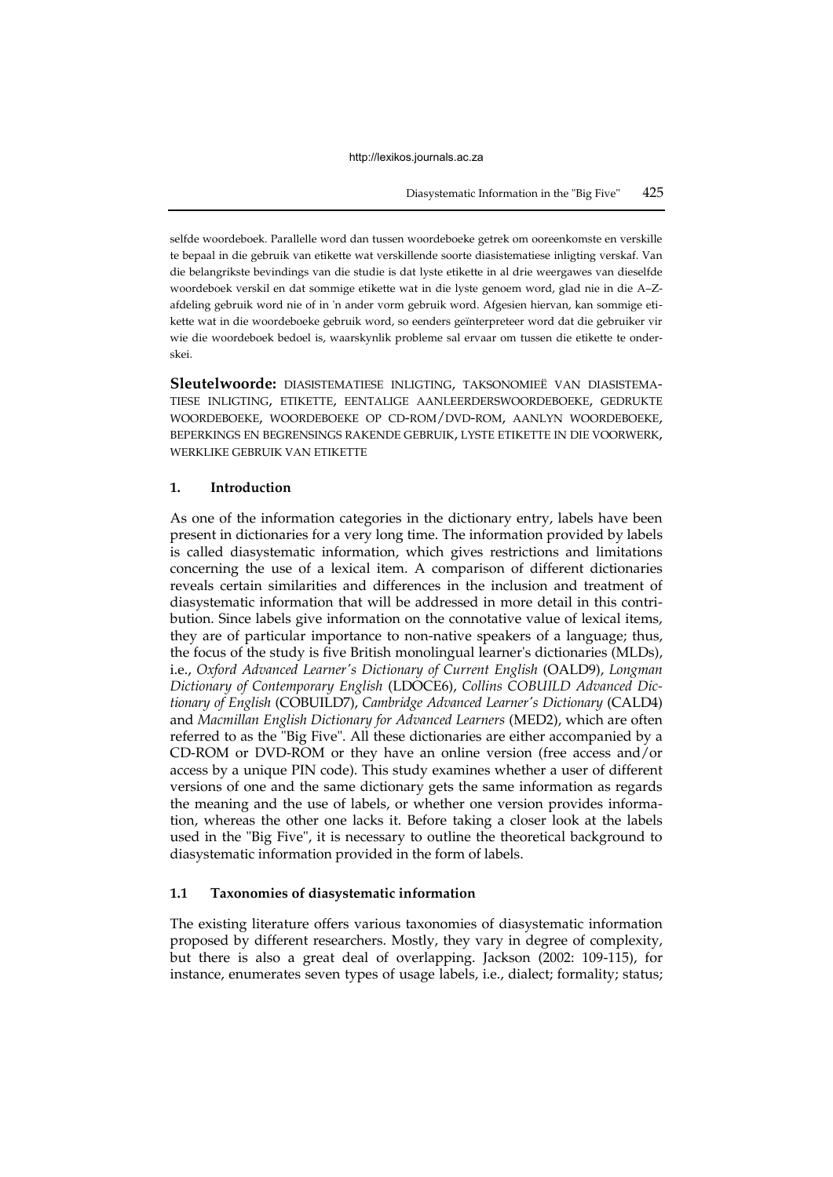selfde woordeboek. Parallelle word dan tussen woordeboeke getrek om ooreenkomste en verskille te bepaal in die gebruik van etikette wat verskillende soorte diasistematiese inligting verskaf. Van die belangrikste bevindings van die studie is dat lyste etikette in al drie weergawes van dieselfde woordeboek verskil en dat sommige etikette wat in die lyste genoem word, glad nie in die A–Z-afdeling gebruik word nie of in 'n ander vorm gebruik word. Afgesien hiervan, kan sommige etikette wat in die woordeboeke gebruik word, so eenders geïnterpreteer word dat die gebruiker vir wie die woordeboek bedoel is, waarskynlik probleme sal ervaar om tussen die etikette te onderskei.

**Sleutelwoorde:** DIASISTEMATIESE INLIGTING, TAKSONOMIEË VAN DIASISTEMATIESE INLIGTING, ETIKETTE, EENTALIGE AANLEERDERSWOORDEBOEKE, GEDRUKTE WOORDEBOEKE, WOORDEBOEKE OP CD-ROM/DVD-ROM, AANLYN WOORDEBOEKE, BEPERKINGS EN BEGRENSINGS RAKENDE GEBRUIK, LYSTE ETIKETTE IN DIE VOORWERK, WERKLIKE GEBRUIK VAN ETIKETTE

## 1. Introduction

As one of the information categories in the dictionary entry, labels have been present in dictionaries for a very long time. The information provided by labels is called diasystematic information, which gives restrictions and limitations concerning the use of a lexical item. A comparison of different dictionaries reveals certain similarities and differences in the inclusion and treatment of diasystematic information that will be addressed in more detail in this contribution. Since labels give information on the connotative value of lexical items, they are of particular importance to non-native speakers of a language; thus, the focus of the study is five British monolingual learner's dictionaries (MLDs), i.e., *Oxford Advanced Learner's Dictionary of Current English* (OALD9), *Longman Dictionary of Contemporary English* (LDOCE6), *Collins COBUILD Advanced Dictionary of English* (COBUILD7), *Cambridge Advanced Learner's Dictionary* (CALD4) and *Macmillan English Dictionary for Advanced Learners* (MED2), which are often referred to as the "Big Five". All these dictionaries are either accompanied by a CD-ROM or DVD-ROM or they have an online version (free access and/or access by a unique PIN code). This study examines whether a user of different versions of one and the same dictionary gets the same information as regards the meaning and the use of labels, or whether one version provides information, whereas the other one lacks it. Before taking a closer look at the labels used in the "Big Five", it is necessary to outline the theoretical background to diasystematic information provided in the form of labels.

### 1.1 Taxonomies of diasystematic information

The existing literature offers various taxonomies of diasystematic information proposed by different researchers. Mostly, they vary in degree of complexity, but there is also a great deal of overlapping. Jackson (2002: 109-115), for instance, enumerates seven types of usage labels, i.e., dialect; formality; status;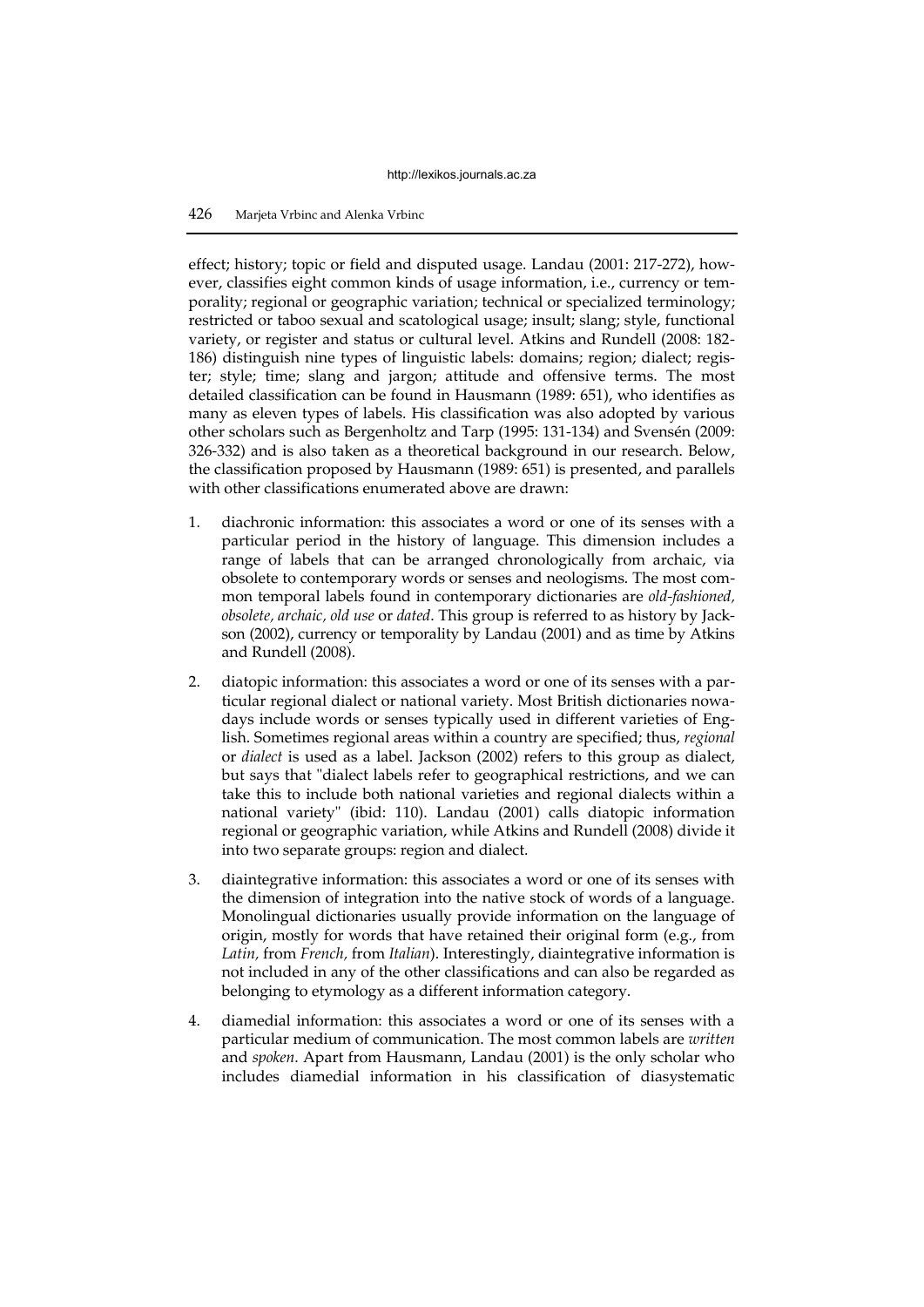effect; history; topic or field and disputed usage. Landau (2001: 217-272), however, classifies eight common kinds of usage information, i.e., currency or temporality; regional or geographic variation; technical or specialized terminology; restricted or taboo sexual and scatological usage; insult; slang; style, functional variety, or register and status or cultural level. Atkins and Rundell (2008: 182-186) distinguish nine types of linguistic labels: domains; region; dialect; register; style; time; slang and jargon; attitude and offensive terms. The most detailed classification can be found in Hausmann (1989: 651), who identifies as many as eleven types of labels. His classification was also adopted by various other scholars such as Bergenholtz and Tarp (1995: 131-134) and Svensén (2009: 326-332) and is also taken as a theoretical background in our research. Below, the classification proposed by Hausmann (1989: 651) is presented, and parallels with other classifications enumerated above are drawn:

1. diachronic information: this associates a word or one of its senses with a particular period in the history of language. This dimension includes a range of labels that can be arranged chronologically from archaic, via obsolete to contemporary words or senses and neologisms. The most common temporal labels found in contemporary dictionaries are *old-fashioned, obsolete, archaic, old use* or *dated*. This group is referred to as history by Jackson (2002), currency or temporality by Landau (2001) and as time by Atkins and Rundell (2008).

2. diatopic information: this associates a word or one of its senses with a particular regional dialect or national variety. Most British dictionaries nowadays include words or senses typically used in different varieties of English. Sometimes regional areas within a country are specified; thus, *regional* or *dialect* is used as a label. Jackson (2002) refers to this group as dialect, but says that "dialect labels refer to geographical restrictions, and we can take this to include both national varieties and regional dialects within a national variety" (ibid: 110). Landau (2001) calls diatopic information regional or geographic variation, while Atkins and Rundell (2008) divide it into two separate groups: region and dialect.

3. diaintegrative information: this associates a word or one of its senses with the dimension of integration into the native stock of words of a language. Monolingual dictionaries usually provide information on the language of origin, mostly for words that have retained their original form (e.g., from *Latin,* from *French,* from *Italian*). Interestingly, diaintegrative information is not included in any of the other classifications and can also be regarded as belonging to etymology as a different information category.

4. diamedial information: this associates a word or one of its senses with a particular medium of communication. The most common labels are *written* and *spoken*. Apart from Hausmann, Landau (2001) is the only scholar who includes diamedial information in his classification of diasystematic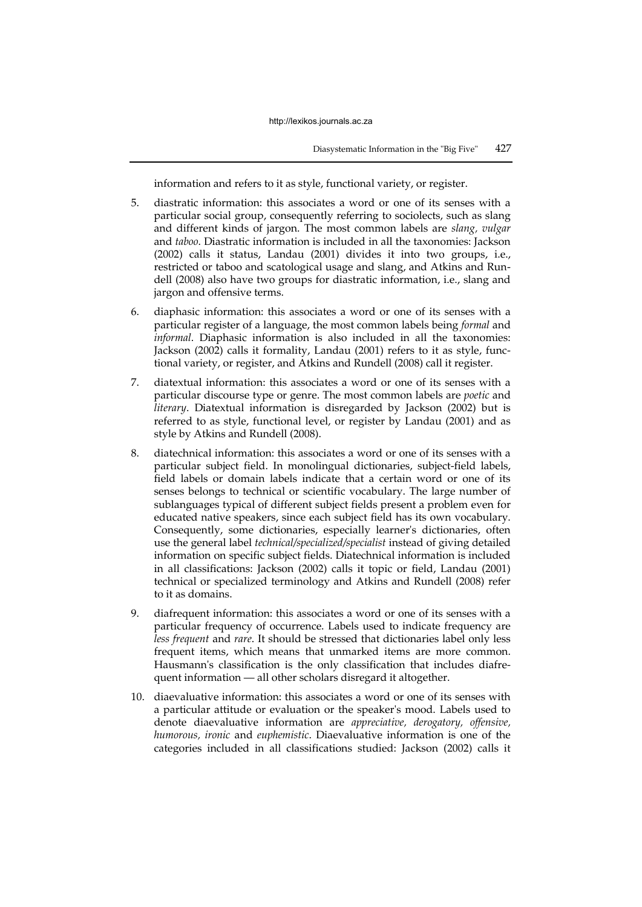information and refers to it as style, functional variety, or register.

5. diastratic information: this associates a word or one of its senses with a particular social group, consequently referring to sociolects, such as slang and different kinds of jargon. The most common labels are *slang, vulgar* and *taboo*. Diastratic information is included in all the taxonomies: Jackson (2002) calls it status, Landau (2001) divides it into two groups, i.e., restricted or taboo and scatological usage and slang, and Atkins and Rundell (2008) also have two groups for diastratic information, i.e., slang and jargon and offensive terms.

6. diaphasic information: this associates a word or one of its senses with a particular register of a language, the most common labels being *formal* and *informal*. Diaphasic information is also included in all the taxonomies: Jackson (2002) calls it formality, Landau (2001) refers to it as style, functional variety, or register, and Atkins and Rundell (2008) call it register.

7. diatextual information: this associates a word or one of its senses with a particular discourse type or genre. The most common labels are *poetic* and *literary*. Diatextual information is disregarded by Jackson (2002) but is referred to as style, functional level, or register by Landau (2001) and as style by Atkins and Rundell (2008).

8. diatechnical information: this associates a word or one of its senses with a particular subject field. In monolingual dictionaries, subject-field labels, field labels or domain labels indicate that a certain word or one of its senses belongs to technical or scientific vocabulary. The large number of sublanguages typical of different subject fields present a problem even for educated native speakers, since each subject field has its own vocabulary. Consequently, some dictionaries, especially learner's dictionaries, often use the general label *technical/specialized/specialist* instead of giving detailed information on specific subject fields. Diatechnical information is included in all classifications: Jackson (2002) calls it topic or field, Landau (2001) technical or specialized terminology and Atkins and Rundell (2008) refer to it as domains.

9. diafrequent information: this associates a word or one of its senses with a particular frequency of occurrence. Labels used to indicate frequency are *less frequent* and *rare*. It should be stressed that dictionaries label only less frequent items, which means that unmarked items are more common. Hausmann's classification is the only classification that includes diafrequent information — all other scholars disregard it altogether.

10. diaevaluative information: this associates a word or one of its senses with a particular attitude or evaluation or the speaker's mood. Labels used to denote diaevaluative information are *appreciative, derogatory, offensive, humorous, ironic* and *euphemistic*. Diaevaluative information is one of the categories included in all classifications studied: Jackson (2002) calls it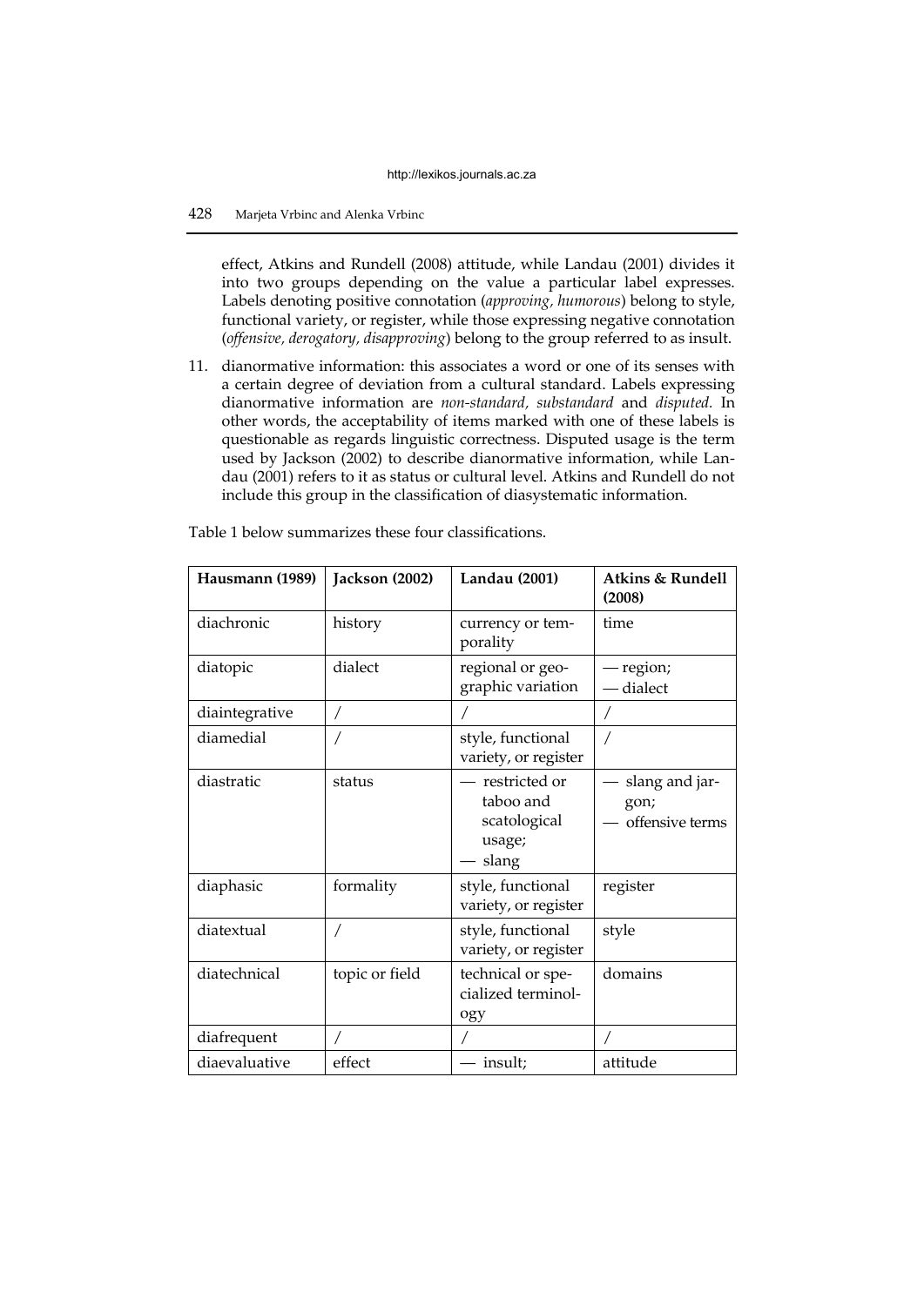effect, Atkins and Rundell (2008) attitude, while Landau (2001) divides it into two groups depending on the value a particular label expresses. Labels denoting positive connotation (*approving, humorous*) belong to style, functional variety, or register, while those expressing negative connotation (*offensive, derogatory, disapproving*) belong to the group referred to as insult.

11. dianormative information: this associates a word or one of its senses with a certain degree of deviation from a cultural standard. Labels expressing dianormative information are *non-standard, substandard* and *disputed.* In other words, the acceptability of items marked with one of these labels is questionable as regards linguistic correctness. Disputed usage is the term used by Jackson (2002) to describe dianormative information, while Landau (2001) refers to it as status or cultural level. Atkins and Rundell do not include this group in the classification of diasystematic information.

Table 1 below summarizes these four classifications.

| **Hausmann (1989)** | **Jackson (2002)** | **Landau (2001)** | **Atkins & Rundell (2008)** |
|---|---|---|---|
| diachronic | history | currency or temporality | time |
| diatopic | dialect | regional or geographic variation | — region; — dialect |
| diaintegrative | / | / | / |
| diamedial | / | style, functional variety, or register | / |
| diastratic | status | — restricted or taboo and scatological usage; — slang | — slang and jargon; — offensive terms |
| diaphasic | formality | style, functional variety, or register | register |
| diatextual | / | style, functional variety, or register | style |
| diatechnical | topic or field | technical or specialized terminology | domains |
| diafrequent | / | / | / |
| diaevaluative | effect | — insult; | attitude |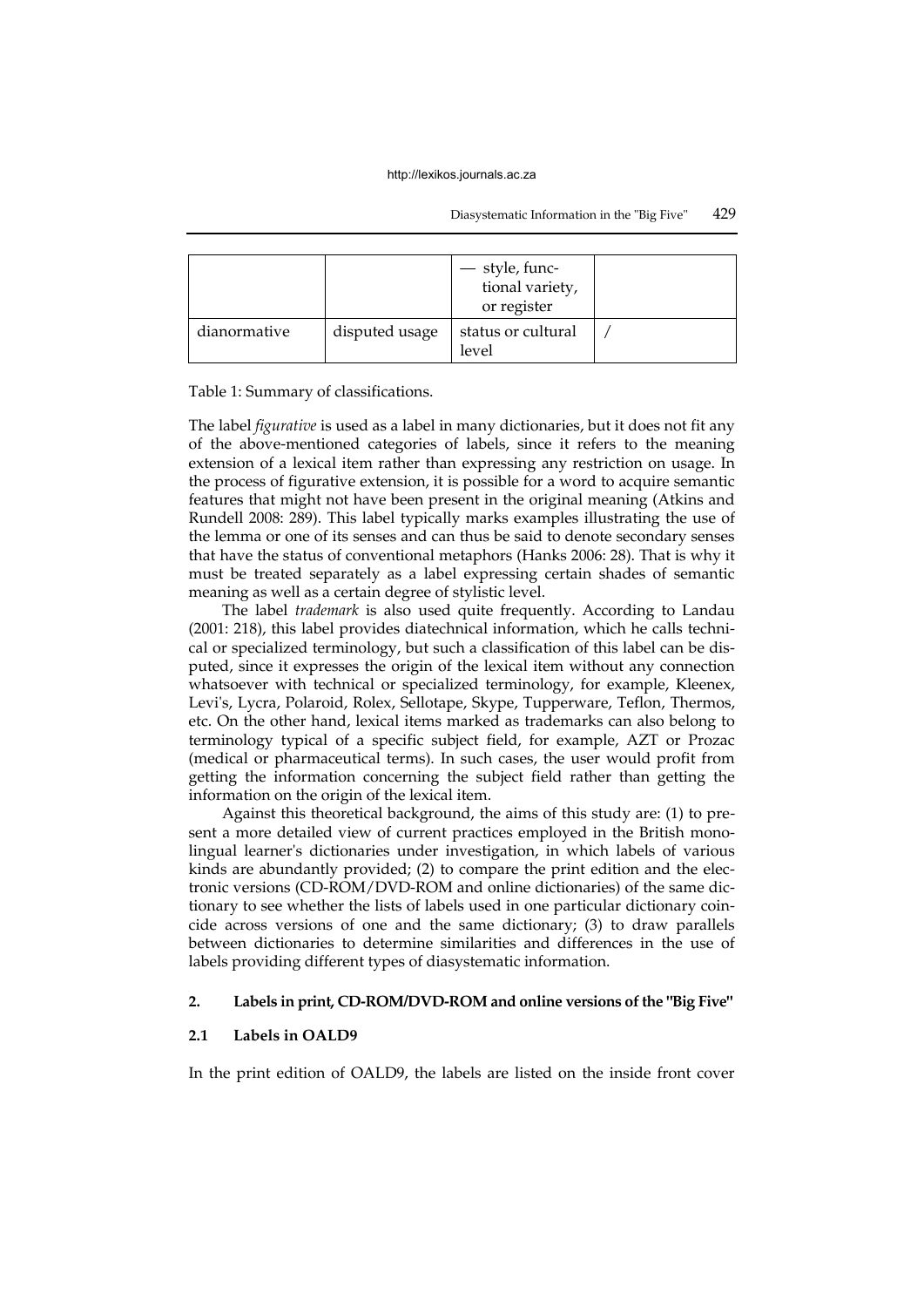| | | — style, functional variety, or register | |
|---|---|---|---|
| dianormative | disputed usage | status or cultural level | / |

Table 1: Summary of classifications.

The label *figurative* is used as a label in many dictionaries, but it does not fit any of the above-mentioned categories of labels, since it refers to the meaning extension of a lexical item rather than expressing any restriction on usage. In the process of figurative extension, it is possible for a word to acquire semantic features that might not have been present in the original meaning (Atkins and Rundell 2008: 289). This label typically marks examples illustrating the use of the lemma or one of its senses and can thus be said to denote secondary senses that have the status of conventional metaphors (Hanks 2006: 28). That is why it must be treated separately as a label expressing certain shades of semantic meaning as well as a certain degree of stylistic level.

The label *trademark* is also used quite frequently. According to Landau (2001: 218), this label provides diatechnical information, which he calls technical or specialized terminology, but such a classification of this label can be disputed, since it expresses the origin of the lexical item without any connection whatsoever with technical or specialized terminology, for example, Kleenex, Levi's, Lycra, Polaroid, Rolex, Sellotape, Skype, Tupperware, Teflon, Thermos, etc. On the other hand, lexical items marked as trademarks can also belong to terminology typical of a specific subject field, for example, AZT or Prozac (medical or pharmaceutical terms). In such cases, the user would profit from getting the information concerning the subject field rather than getting the information on the origin of the lexical item.

Against this theoretical background, the aims of this study are: (1) to present a more detailed view of current practices employed in the British monolingual learner's dictionaries under investigation, in which labels of various kinds are abundantly provided; (2) to compare the print edition and the electronic versions (CD-ROM/DVD-ROM and online dictionaries) of the same dictionary to see whether the lists of labels used in one particular dictionary coincide across versions of one and the same dictionary; (3) to draw parallels between dictionaries to determine similarities and differences in the use of labels providing different types of diasystematic information.

## 2. Labels in print, CD-ROM/DVD-ROM and online versions of the "Big Five"

### 2.1 Labels in OALD9

In the print edition of OALD9, the labels are listed on the inside front cover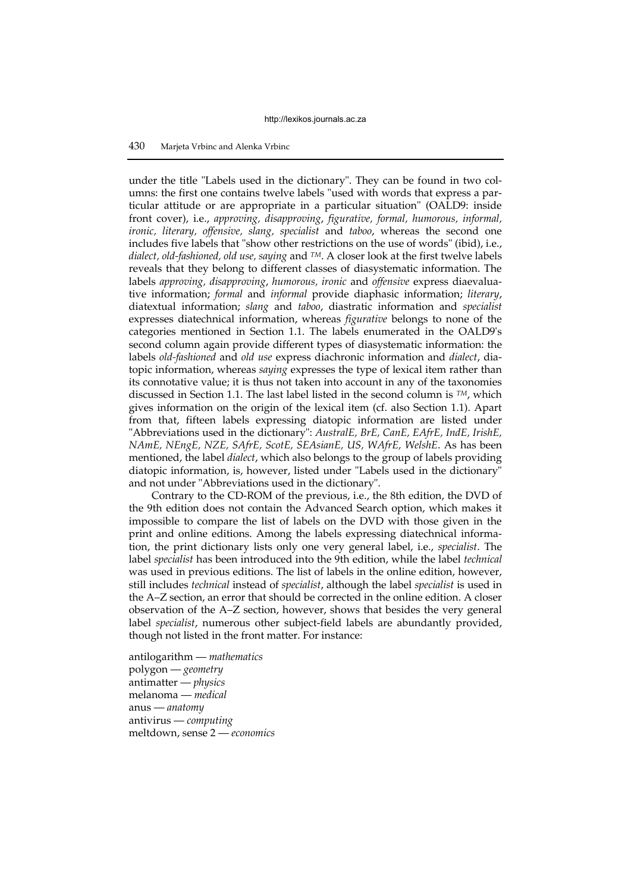under the title "Labels used in the dictionary". They can be found in two columns: the first one contains twelve labels "used with words that express a particular attitude or are appropriate in a particular situation" (OALD9: inside front cover), i.e., *approving, disapproving*, *figurative, formal, humorous, informal, ironic, literary, offensive, slang, specialist* and *taboo*, whereas the second one includes five labels that "show other restrictions on the use of words" (ibid), i.e., *dialect, old-fashioned, old use, saying* and *TM*. A closer look at the first twelve labels reveals that they belong to different classes of diasystematic information. The labels *approving, disapproving*, *humorous, ironic* and *offensive* express diaevaluative information; *formal* and *informal* provide diaphasic information; *literary*, diatextual information; *slang* and *taboo*, diastratic information and *specialist* expresses diatechnical information, whereas *figurative* belongs to none of the categories mentioned in Section 1.1. The labels enumerated in the OALD9's second column again provide different types of diasystematic information: the labels *old-fashioned* and *old use* express diachronic information and *dialect*, diatopic information, whereas *saying* expresses the type of lexical item rather than its connotative value; it is thus not taken into account in any of the taxonomies discussed in Section 1.1. The last label listed in the second column is *TM*, which gives information on the origin of the lexical item (cf. also Section 1.1). Apart from that, fifteen labels expressing diatopic information are listed under "Abbreviations used in the dictionary": *AustralE, BrE, CanE, EAfrE, IndE, IrishE, NAmE, NEngE, NZE, SAfrE, ScotE, SEAsianE, US, WAfrE, WelshE*. As has been mentioned, the label *dialect*, which also belongs to the group of labels providing diatopic information, is, however, listed under "Labels used in the dictionary" and not under "Abbreviations used in the dictionary".

Contrary to the CD-ROM of the previous, i.e., the 8th edition, the DVD of the 9th edition does not contain the Advanced Search option, which makes it impossible to compare the list of labels on the DVD with those given in the print and online editions. Among the labels expressing diatechnical information, the print dictionary lists only one very general label, i.e., *specialist*. The label *specialist* has been introduced into the 9th edition, while the label *technical* was used in previous editions. The list of labels in the online edition, however, still includes *technical* instead of *specialist*, although the label *specialist* is used in the A–Z section, an error that should be corrected in the online edition. A closer observation of the A–Z section, however, shows that besides the very general label *specialist*, numerous other subject-field labels are abundantly provided, though not listed in the front matter. For instance:

antilogarithm — *mathematics*
polygon — *geometry*
antimatter — *physics*
melanoma — *medical*
anus — *anatomy*
antivirus — *computing*
meltdown, sense 2 — *economics*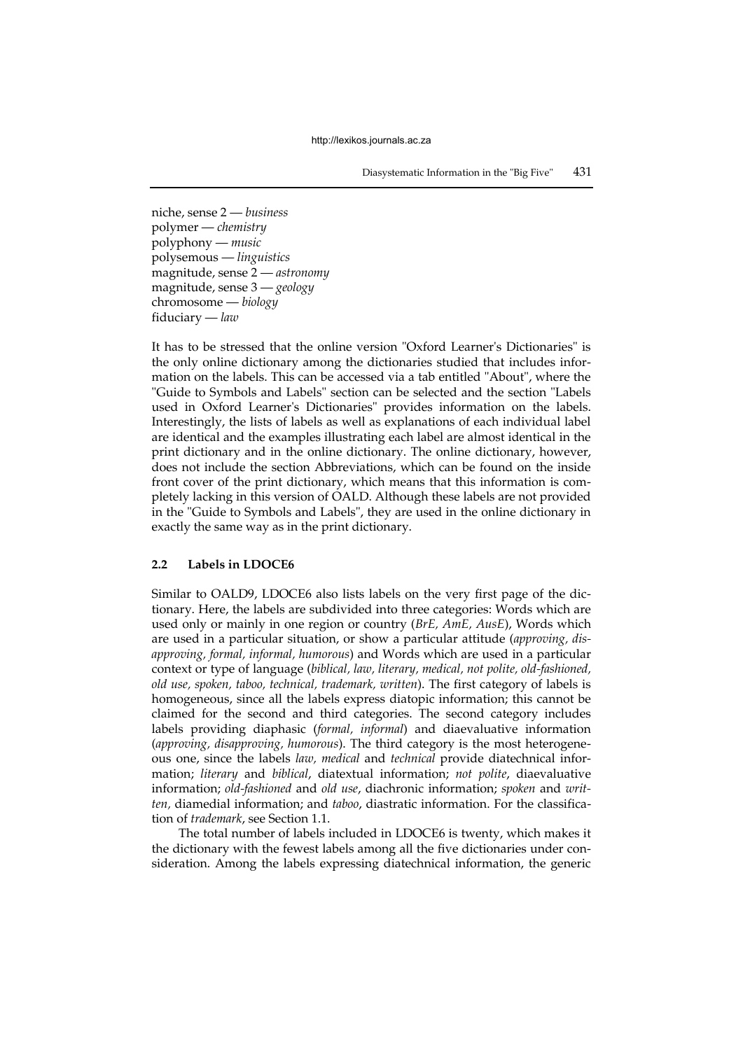niche, sense 2 — *business*  
polymer — *chemistry*  
polyphony — *music*  
polysemous — *linguistics*  
magnitude, sense 2 — *astronomy*  
magnitude, sense 3 — *geology*  
chromosome — *biology*  
fiduciary — *law*

It has to be stressed that the online version "Oxford Learner's Dictionaries" is the only online dictionary among the dictionaries studied that includes information on the labels. This can be accessed via a tab entitled "About", where the "Guide to Symbols and Labels" section can be selected and the section "Labels used in Oxford Learner's Dictionaries" provides information on the labels. Interestingly, the lists of labels as well as explanations of each individual label are identical and the examples illustrating each label are almost identical in the print dictionary and in the online dictionary. The online dictionary, however, does not include the section Abbreviations, which can be found on the inside front cover of the print dictionary, which means that this information is completely lacking in this version of OALD. Although these labels are not provided in the "Guide to Symbols and Labels", they are used in the online dictionary in exactly the same way as in the print dictionary.

### 2.2 Labels in LDOCE6

Similar to OALD9, LDOCE6 also lists labels on the very first page of the dictionary. Here, the labels are subdivided into three categories: Words which are used only or mainly in one region or country (*BrE, AmE, AusE*), Words which are used in a particular situation, or show a particular attitude (*approving, disapproving, formal, informal, humorous*) and Words which are used in a particular context or type of language (*biblical, law, literary, medical, not polite, old-fashioned, old use, spoken, taboo, technical, trademark, written*). The first category of labels is homogeneous, since all the labels express diatopic information; this cannot be claimed for the second and third categories. The second category includes labels providing diaphasic (*formal, informal*) and diaevaluative information (*approving, disapproving, humorous*). The third category is the most heterogeneous one, since the labels *law, medical* and *technical* provide diatechnical information; *literary* and *biblical*, diatextual information; *not polite*, diaevaluative information; *old-fashioned* and *old use*, diachronic information; *spoken* and *written,* diamedial information; and *taboo*, diastratic information. For the classification of *trademark*, see Section 1.1.

The total number of labels included in LDOCE6 is twenty, which makes it the dictionary with the fewest labels among all the five dictionaries under consideration. Among the labels expressing diatechnical information, the generic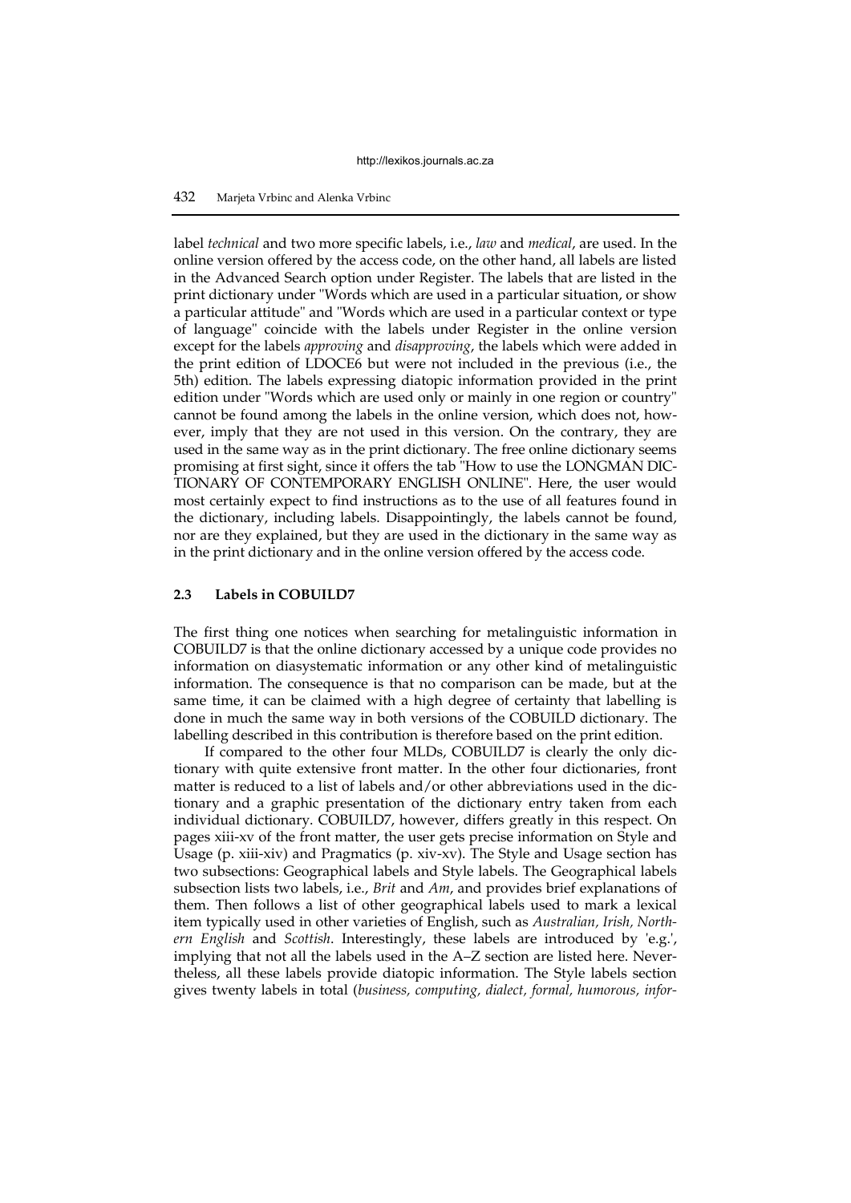label *technical* and two more specific labels, i.e., *law* and *medical*, are used. In the online version offered by the access code, on the other hand, all labels are listed in the Advanced Search option under Register. The labels that are listed in the print dictionary under "Words which are used in a particular situation, or show a particular attitude" and "Words which are used in a particular context or type of language" coincide with the labels under Register in the online version except for the labels *approving* and *disapproving*, the labels which were added in the print edition of LDOCE6 but were not included in the previous (i.e., the 5th) edition. The labels expressing diatopic information provided in the print edition under "Words which are used only or mainly in one region or country" cannot be found among the labels in the online version, which does not, however, imply that they are not used in this version. On the contrary, they are used in the same way as in the print dictionary. The free online dictionary seems promising at first sight, since it offers the tab "How to use the LONGMAN DICTIONARY OF CONTEMPORARY ENGLISH ONLINE". Here, the user would most certainly expect to find instructions as to the use of all features found in the dictionary, including labels. Disappointingly, the labels cannot be found, nor are they explained, but they are used in the dictionary in the same way as in the print dictionary and in the online version offered by the access code.

### 2.3 Labels in COBUILD7

The first thing one notices when searching for metalinguistic information in COBUILD7 is that the online dictionary accessed by a unique code provides no information on diasystematic information or any other kind of metalinguistic information. The consequence is that no comparison can be made, but at the same time, it can be claimed with a high degree of certainty that labelling is done in much the same way in both versions of the COBUILD dictionary. The labelling described in this contribution is therefore based on the print edition.

If compared to the other four MLDs, COBUILD7 is clearly the only dictionary with quite extensive front matter. In the other four dictionaries, front matter is reduced to a list of labels and/or other abbreviations used in the dictionary and a graphic presentation of the dictionary entry taken from each individual dictionary. COBUILD7, however, differs greatly in this respect. On pages xiii-xv of the front matter, the user gets precise information on Style and Usage (p. xiii-xiv) and Pragmatics (p. xiv-xv). The Style and Usage section has two subsections: Geographical labels and Style labels. The Geographical labels subsection lists two labels, i.e., *Brit* and *Am*, and provides brief explanations of them. Then follows a list of other geographical labels used to mark a lexical item typically used in other varieties of English, such as *Australian, Irish, Northern English* and *Scottish*. Interestingly, these labels are introduced by 'e.g.', implying that not all the labels used in the A–Z section are listed here. Nevertheless, all these labels provide diatopic information. The Style labels section gives twenty labels in total (*business, computing, dialect, formal, humorous, infor-*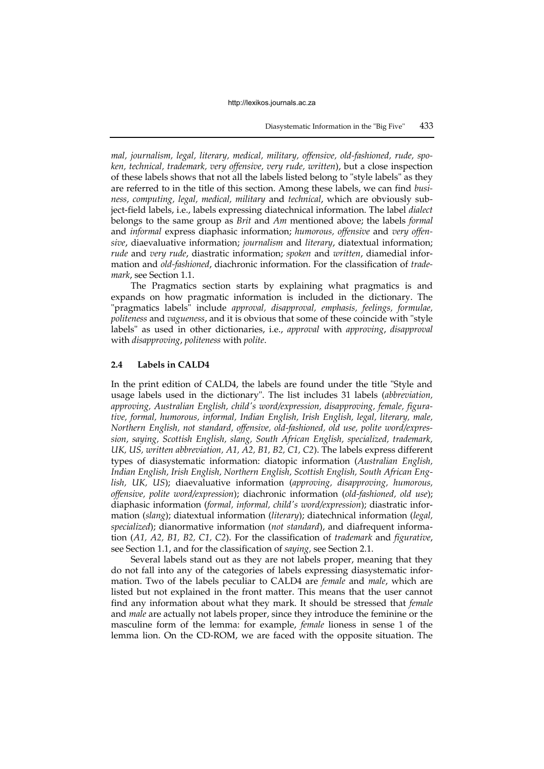*mal, journalism, legal, literary, medical, military, offensive, old-fashioned, rude, spoken, technical, trademark, very offensive, very rude, written*), but a close inspection of these labels shows that not all the labels listed belong to "style labels" as they are referred to in the title of this section. Among these labels, we can find *business, computing, legal, medical, military* and *technical*, which are obviously subject-field labels, i.e., labels expressing diatechnical information. The label *dialect* belongs to the same group as *Brit* and *Am* mentioned above; the labels *formal* and *informal* express diaphasic information; *humorous, offensive* and *very offensive*, diaevaluative information; *journalism* and *literary*, diatextual information; *rude* and *very rude*, diastratic information; *spoken* and *written*, diamedial information and *old-fashioned*, diachronic information. For the classification of *trademark*, see Section 1.1.

The Pragmatics section starts by explaining what pragmatics is and expands on how pragmatic information is included in the dictionary. The "pragmatics labels" include *approval, disapproval, emphasis, feelings, formulae, politeness* and *vagueness*, and it is obvious that some of these coincide with "style labels" as used in other dictionaries, i.e., *approval* with *approving*, *disapproval* with *disapproving*, *politeness* with *polite*.

### 2.4 Labels in CALD4

In the print edition of CALD4, the labels are found under the title "Style and usage labels used in the dictionary". The list includes 31 labels (*abbreviation, approving, Australian English, child's word/expression, disapproving, female, figurative, formal, humorous, informal, Indian English, Irish English, legal, literary, male, Northern English, not standard, offensive, old-fashioned, old use, polite word/expression, saying, Scottish English, slang, South African English, specialized, trademark, UK, US, written abbreviation, A1, A2, B1, B2, C1, C2*). The labels express different types of diasystematic information: diatopic information (*Australian English, Indian English, Irish English, Northern English, Scottish English, South African English, UK, US*); diaevaluative information (*approving, disapproving, humorous, offensive, polite word/expression*); diachronic information (*old-fashioned, old use*); diaphasic information (*formal, informal, child's word/expression*); diastratic information (*slang*); diatextual information (*literary*); diatechnical information (*legal, specialized*); dianormative information (*not standard*), and diafrequent information (*A1, A2, B1, B2, C1, C2*). For the classification of *trademark* and *figurative*, see Section 1.1, and for the classification of *saying*, see Section 2.1.

Several labels stand out as they are not labels proper, meaning that they do not fall into any of the categories of labels expressing diasystematic information. Two of the labels peculiar to CALD4 are *female* and *male*, which are listed but not explained in the front matter. This means that the user cannot find any information about what they mark. It should be stressed that *female* and *male* are actually not labels proper, since they introduce the feminine or the masculine form of the lemma: for example, *female* lioness in sense 1 of the lemma lion. On the CD-ROM, we are faced with the opposite situation. The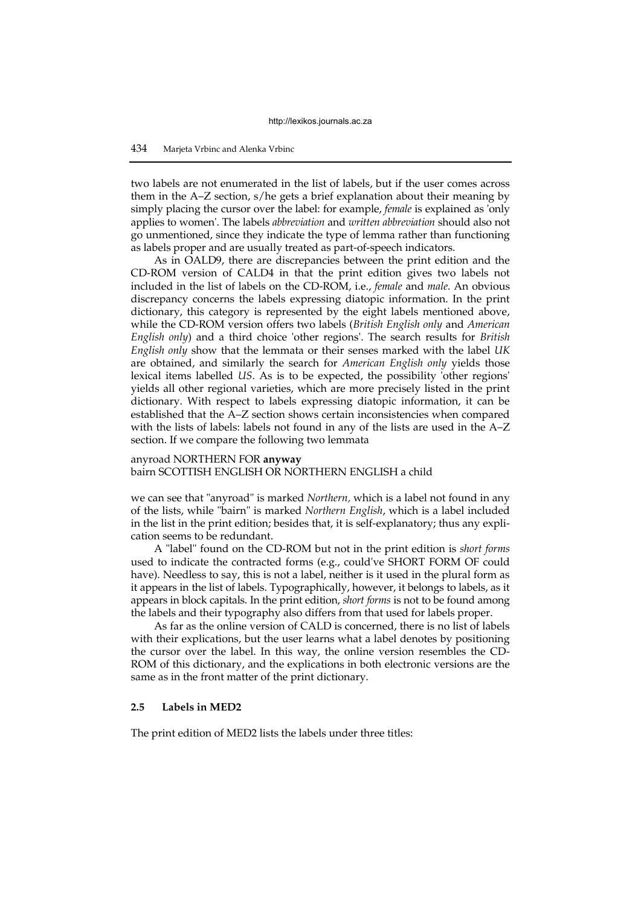two labels are not enumerated in the list of labels, but if the user comes across them in the A–Z section, s/he gets a brief explanation about their meaning by simply placing the cursor over the label: for example, *female* is explained as 'only applies to women'. The labels *abbreviation* and *written abbreviation* should also not go unmentioned, since they indicate the type of lemma rather than functioning as labels proper and are usually treated as part-of-speech indicators.

As in OALD9, there are discrepancies between the print edition and the CD-ROM version of CALD4 in that the print edition gives two labels not included in the list of labels on the CD-ROM, i.e., *female* and *male*. An obvious discrepancy concerns the labels expressing diatopic information. In the print dictionary, this category is represented by the eight labels mentioned above, while the CD-ROM version offers two labels (*British English only* and *American English only*) and a third choice 'other regions'. The search results for *British English only* show that the lemmata or their senses marked with the label *UK* are obtained, and similarly the search for *American English only* yields those lexical items labelled *US*. As is to be expected, the possibility 'other regions' yields all other regional varieties, which are more precisely listed in the print dictionary. With respect to labels expressing diatopic information, it can be established that the A–Z section shows certain inconsistencies when compared with the lists of labels: labels not found in any of the lists are used in the A–Z section. If we compare the following two lemmata

anyroad NORTHERN FOR **anyway**
bairn SCOTTISH ENGLISH OR NORTHERN ENGLISH a child

we can see that "anyroad" is marked *Northern*, which is a label not found in any of the lists, while "bairn" is marked *Northern English*, which is a label included in the list in the print edition; besides that, it is self-explanatory; thus any explication seems to be redundant.

A "label" found on the CD-ROM but not in the print edition is *short forms* used to indicate the contracted forms (e.g., could've SHORT FORM OF could have). Needless to say, this is not a label, neither is it used in the plural form as it appears in the list of labels. Typographically, however, it belongs to labels, as it appears in block capitals. In the print edition, *short forms* is not to be found among the labels and their typography also differs from that used for labels proper.

As far as the online version of CALD is concerned, there is no list of labels with their explications, but the user learns what a label denotes by positioning the cursor over the label. In this way, the online version resembles the CD-ROM of this dictionary, and the explications in both electronic versions are the same as in the front matter of the print dictionary.

### 2.5 Labels in MED2

The print edition of MED2 lists the labels under three titles: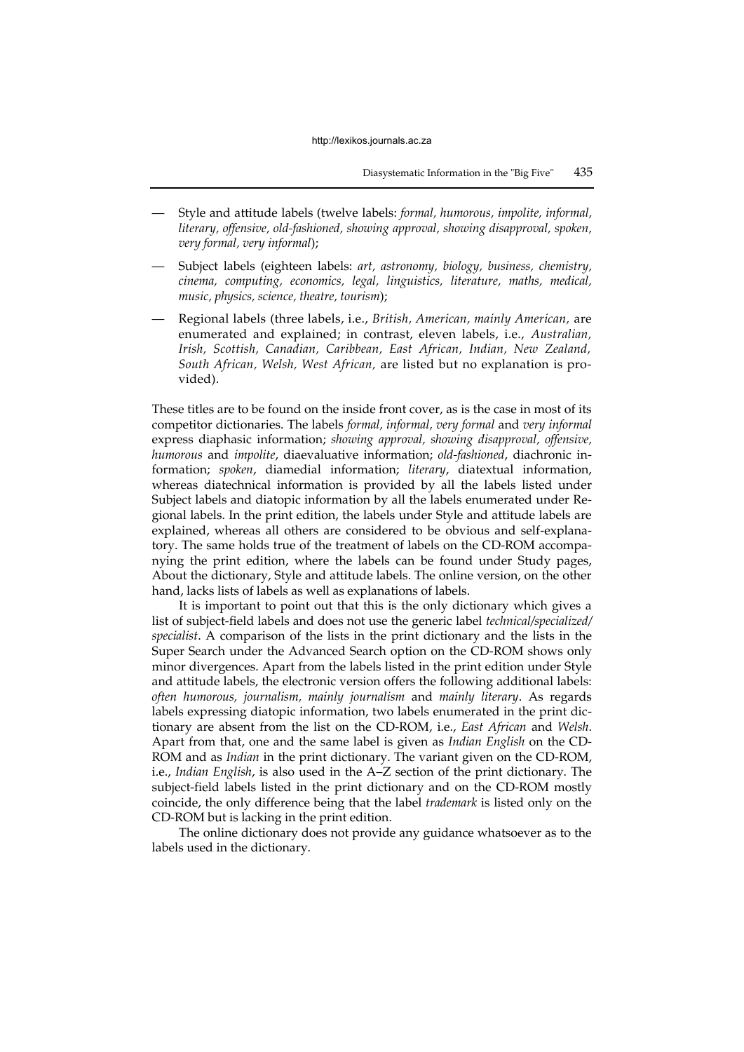— Style and attitude labels (twelve labels: *formal, humorous, impolite, informal, literary, offensive, old-fashioned, showing approval, showing disapproval, spoken, very formal, very informal*);

— Subject labels (eighteen labels: *art, astronomy, biology, business, chemistry, cinema, computing, economics, legal, linguistics, literature, maths, medical, music, physics, science, theatre, tourism*);

— Regional labels (three labels, i.e., *British, American, mainly American,* are enumerated and explained; in contrast, eleven labels, i.e., *Australian, Irish, Scottish, Canadian, Caribbean, East African, Indian, New Zealand, South African, Welsh, West African,* are listed but no explanation is provided).

These titles are to be found on the inside front cover, as is the case in most of its competitor dictionaries. The labels *formal, informal, very formal* and *very informal* express diaphasic information; *showing approval, showing disapproval, offensive, humorous* and *impolite*, diaevaluative information; *old-fashioned*, diachronic information; *spoken*, diamedial information; *literary*, diatextual information, whereas diatechnical information is provided by all the labels listed under Subject labels and diatopic information by all the labels enumerated under Regional labels. In the print edition, the labels under Style and attitude labels are explained, whereas all others are considered to be obvious and self-explanatory. The same holds true of the treatment of labels on the CD-ROM accompanying the print edition, where the labels can be found under Study pages, About the dictionary, Style and attitude labels. The online version, on the other hand, lacks lists of labels as well as explanations of labels.

It is important to point out that this is the only dictionary which gives a list of subject-field labels and does not use the generic label *technical/specialized/specialist*. A comparison of the lists in the print dictionary and the lists in the Super Search under the Advanced Search option on the CD-ROM shows only minor divergences. Apart from the labels listed in the print edition under Style and attitude labels, the electronic version offers the following additional labels: *often humorous, journalism, mainly journalism* and *mainly literary*. As regards labels expressing diatopic information, two labels enumerated in the print dictionary are absent from the list on the CD-ROM, i.e., *East African* and *Welsh*. Apart from that, one and the same label is given as *Indian English* on the CD-ROM and as *Indian* in the print dictionary. The variant given on the CD-ROM, i.e., *Indian English*, is also used in the A–Z section of the print dictionary. The subject-field labels listed in the print dictionary and on the CD-ROM mostly coincide, the only difference being that the label *trademark* is listed only on the CD-ROM but is lacking in the print edition.

The online dictionary does not provide any guidance whatsoever as to the labels used in the dictionary.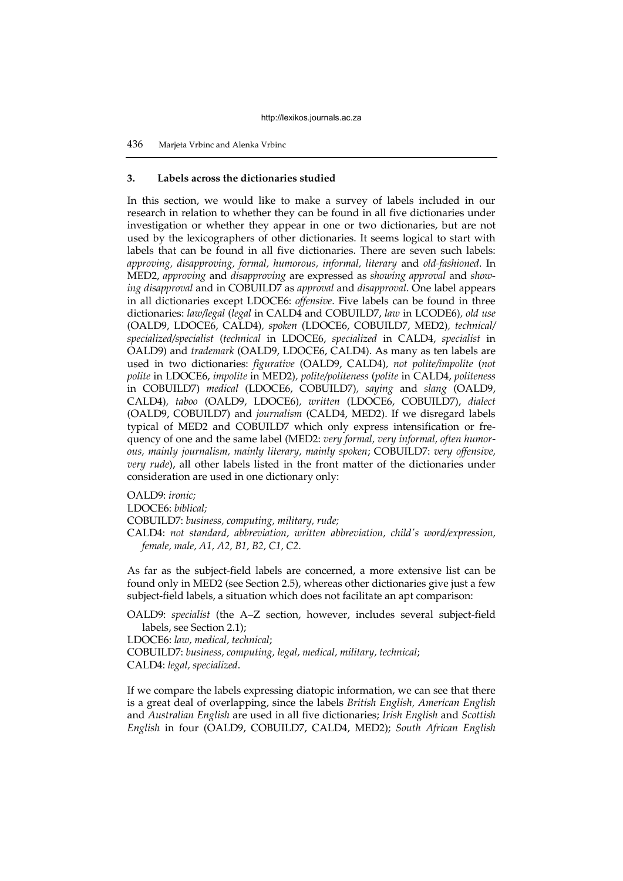## 3. Labels across the dictionaries studied

In this section, we would like to make a survey of labels included in our research in relation to whether they can be found in all five dictionaries under investigation or whether they appear in one or two dictionaries, but are not used by the lexicographers of other dictionaries. It seems logical to start with labels that can be found in all five dictionaries. There are seven such labels: *approving, disapproving, formal, humorous, informal, literary* and *old-fashioned*. In MED2, *approving* and *disapproving* are expressed as *showing approval* and *showing disapproval* and in COBUILD7 as *approval* and *disapproval*. One label appears in all dictionaries except LDOCE6: *offensive*. Five labels can be found in three dictionaries: *law/legal* (*legal* in CALD4 and COBUILD7, *law* in LCODE6), *old use* (OALD9, LDOCE6, CALD4), *spoken* (LDOCE6, COBUILD7, MED2), *technical/specialized/specialist* (*technical* in LDOCE6, *specialized* in CALD4, *specialist* in OALD9) and *trademark* (OALD9, LDOCE6, CALD4). As many as ten labels are used in two dictionaries: *figurative* (OALD9, CALD4), *not polite/impolite* (*not polite* in LDOCE6, *impolite* in MED2), *polite/politeness* (*polite* in CALD4, *politeness* in COBUILD7) *medical* (LDOCE6, COBUILD7), *saying* and *slang* (OALD9, CALD4), *taboo* (OALD9, LDOCE6), *written* (LDOCE6, COBUILD7), *dialect* (OALD9, COBUILD7) and *journalism* (CALD4, MED2). If we disregard labels typical of MED2 and COBUILD7 which only express intensification or frequency of one and the same label (MED2: *very formal, very informal, often humorous, mainly journalism, mainly literary, mainly spoken*; COBUILD7: *very offensive, very rude*), all other labels listed in the front matter of the dictionaries under consideration are used in one dictionary only:

OALD9: *ironic;*
LDOCE6: *biblical;*
COBUILD7: *business, computing, military, rude;*
CALD4: *not standard, abbreviation, written abbreviation, child's word/expression, female, male, A1, A2, B1, B2, C1, C2.*

As far as the subject-field labels are concerned, a more extensive list can be found only in MED2 (see Section 2.5), whereas other dictionaries give just a few subject-field labels, a situation which does not facilitate an apt comparison:

OALD9: *specialist* (the A–Z section, however, includes several subject-field labels, see Section 2.1);
LDOCE6: *law, medical, technical*;
COBUILD7: *business, computing, legal, medical, military, technical*;
CALD4: *legal, specialized*.

If we compare the labels expressing diatopic information, we can see that there is a great deal of overlapping, since the labels *British English, American English* and *Australian English* are used in all five dictionaries; *Irish English* and *Scottish English* in four (OALD9, COBUILD7, CALD4, MED2); *South African English*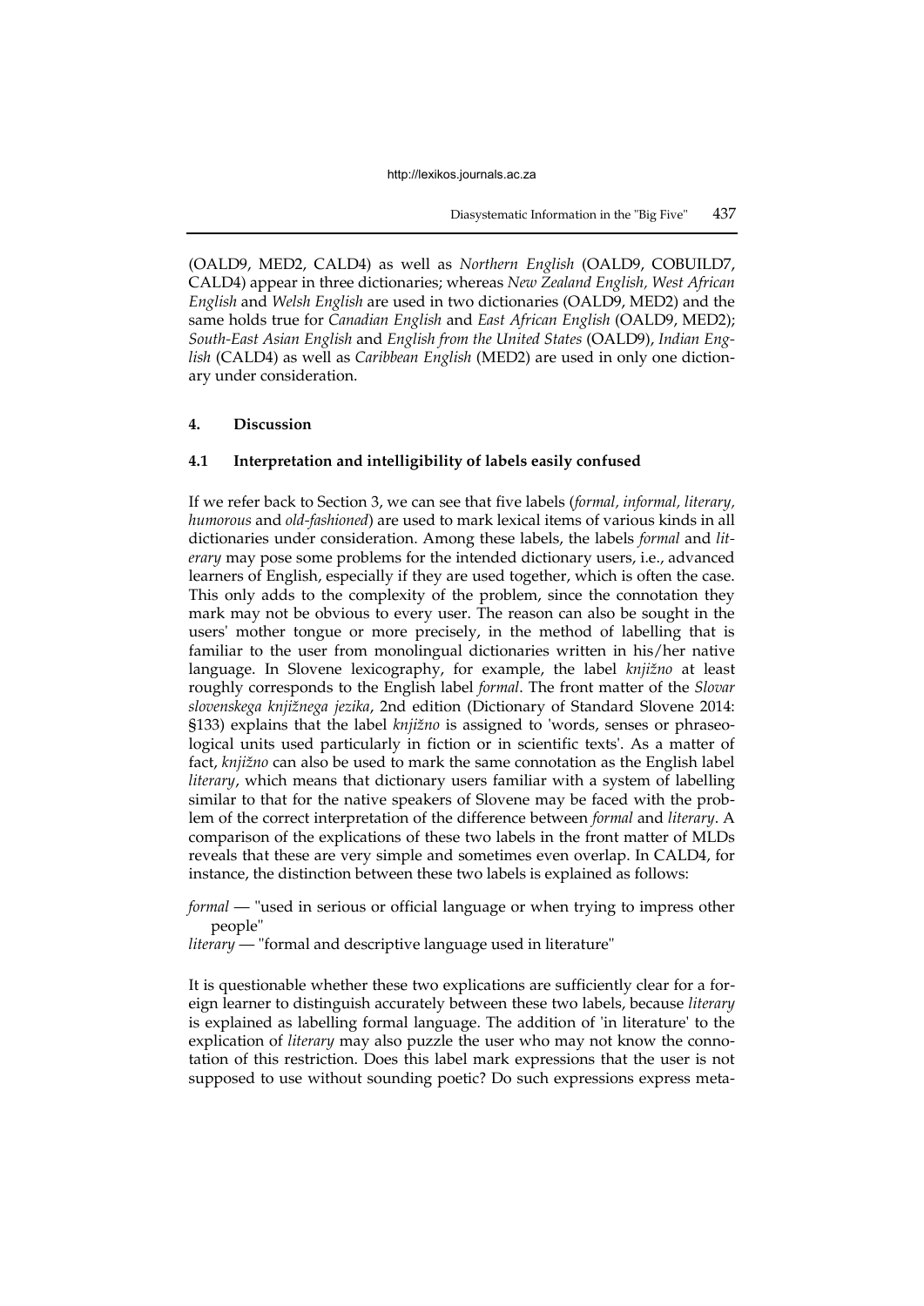(OALD9, MED2, CALD4) as well as *Northern English* (OALD9, COBUILD7, CALD4) appear in three dictionaries; whereas *New Zealand English, West African English* and *Welsh English* are used in two dictionaries (OALD9, MED2) and the same holds true for *Canadian English* and *East African English* (OALD9, MED2); *South-East Asian English* and *English from the United States* (OALD9), *Indian English* (CALD4) as well as *Caribbean English* (MED2) are used in only one dictionary under consideration.

## 4. Discussion

### 4.1 Interpretation and intelligibility of labels easily confused

If we refer back to Section 3, we can see that five labels (*formal, informal, literary, humorous* and *old-fashioned*) are used to mark lexical items of various kinds in all dictionaries under consideration. Among these labels, the labels *formal* and *literary* may pose some problems for the intended dictionary users, i.e., advanced learners of English, especially if they are used together, which is often the case. This only adds to the complexity of the problem, since the connotation they mark may not be obvious to every user. The reason can also be sought in the users' mother tongue or more precisely, in the method of labelling that is familiar to the user from monolingual dictionaries written in his/her native language. In Slovene lexicography, for example, the label *knjižno* at least roughly corresponds to the English label *formal*. The front matter of the *Slovar slovenskega knjižnega jezika*, 2nd edition (Dictionary of Standard Slovene 2014: §133) explains that the label *knjižno* is assigned to 'words, senses or phraseological units used particularly in fiction or in scientific texts'. As a matter of fact, *knjižno* can also be used to mark the same connotation as the English label *literary*, which means that dictionary users familiar with a system of labelling similar to that for the native speakers of Slovene may be faced with the problem of the correct interpretation of the difference between *formal* and *literary*. A comparison of the explications of these two labels in the front matter of MLDs reveals that these are very simple and sometimes even overlap. In CALD4, for instance, the distinction between these two labels is explained as follows:

*formal* — "used in serious or official language or when trying to impress other people"

*literary* — "formal and descriptive language used in literature"

It is questionable whether these two explications are sufficiently clear for a foreign learner to distinguish accurately between these two labels, because *literary* is explained as labelling formal language. The addition of 'in literature' to the explication of *literary* may also puzzle the user who may not know the connotation of this restriction. Does this label mark expressions that the user is not supposed to use without sounding poetic? Do such expressions express meta-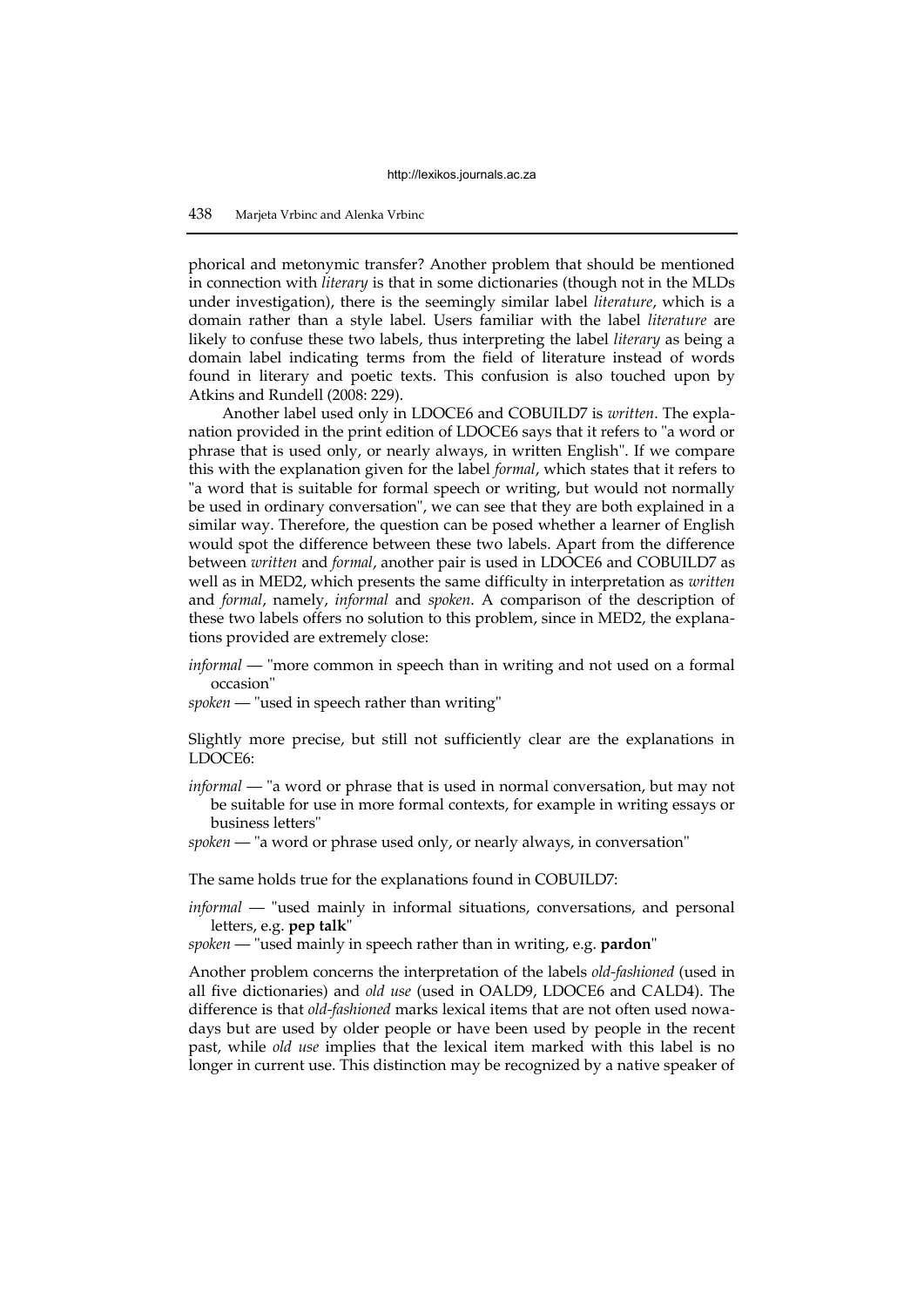phorical and metonymic transfer? Another problem that should be mentioned in connection with *literary* is that in some dictionaries (though not in the MLDs under investigation), there is the seemingly similar label *literature*, which is a domain rather than a style label. Users familiar with the label *literature* are likely to confuse these two labels, thus interpreting the label *literary* as being a domain label indicating terms from the field of literature instead of words found in literary and poetic texts. This confusion is also touched upon by Atkins and Rundell (2008: 229).

Another label used only in LDOCE6 and COBUILD7 is *written*. The explanation provided in the print edition of LDOCE6 says that it refers to "a word or phrase that is used only, or nearly always, in written English". If we compare this with the explanation given for the label *formal*, which states that it refers to "a word that is suitable for formal speech or writing, but would not normally be used in ordinary conversation", we can see that they are both explained in a similar way. Therefore, the question can be posed whether a learner of English would spot the difference between these two labels. Apart from the difference between *written* and *formal*, another pair is used in LDOCE6 and COBUILD7 as well as in MED2, which presents the same difficulty in interpretation as *written* and *formal*, namely, *informal* and *spoken*. A comparison of the description of these two labels offers no solution to this problem, since in MED2, the explanations provided are extremely close:

*informal* — "more common in speech than in writing and not used on a formal occasion"

*spoken* — "used in speech rather than writing"

Slightly more precise, but still not sufficiently clear are the explanations in LDOCE6:

*informal* — "a word or phrase that is used in normal conversation, but may not be suitable for use in more formal contexts, for example in writing essays or business letters"

*spoken* — "a word or phrase used only, or nearly always, in conversation"

The same holds true for the explanations found in COBUILD7:

*informal* — "used mainly in informal situations, conversations, and personal letters, e.g. **pep talk**"

*spoken* — "used mainly in speech rather than in writing, e.g. **pardon**"

Another problem concerns the interpretation of the labels *old-fashioned* (used in all five dictionaries) and *old use* (used in OALD9, LDOCE6 and CALD4). The difference is that *old-fashioned* marks lexical items that are not often used nowadays but are used by older people or have been used by people in the recent past, while *old use* implies that the lexical item marked with this label is no longer in current use. This distinction may be recognized by a native speaker of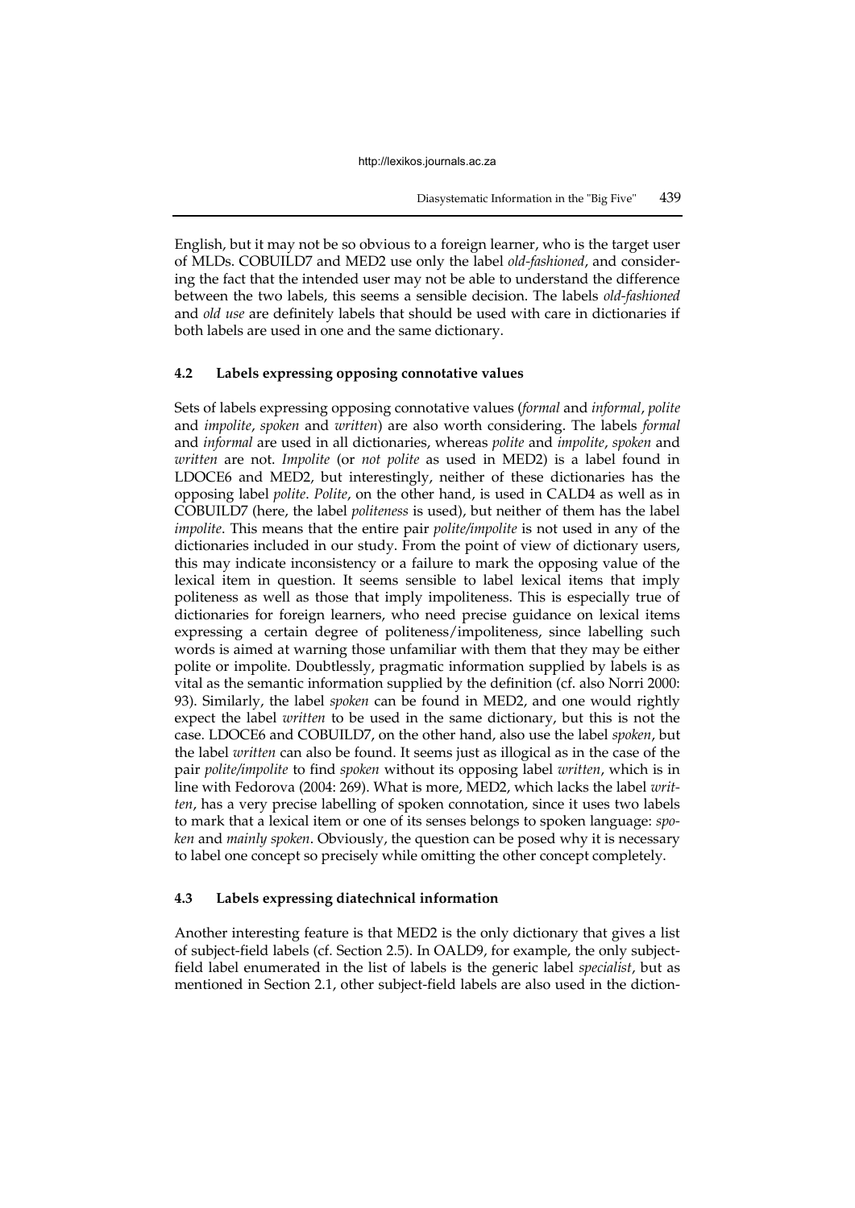English, but it may not be so obvious to a foreign learner, who is the target user of MLDs. COBUILD7 and MED2 use only the label *old-fashioned*, and considering the fact that the intended user may not be able to understand the difference between the two labels, this seems a sensible decision. The labels *old-fashioned* and *old use* are definitely labels that should be used with care in dictionaries if both labels are used in one and the same dictionary.

### 4.2 Labels expressing opposing connotative values

Sets of labels expressing opposing connotative values (*formal* and *informal*, *polite* and *impolite*, *spoken* and *written*) are also worth considering. The labels *formal* and *informal* are used in all dictionaries, whereas *polite* and *impolite*, *spoken* and *written* are not. *Impolite* (or *not polite* as used in MED2) is a label found in LDOCE6 and MED2, but interestingly, neither of these dictionaries has the opposing label *polite*. *Polite*, on the other hand, is used in CALD4 as well as in COBUILD7 (here, the label *politeness* is used), but neither of them has the label *impolite*. This means that the entire pair *polite/impolite* is not used in any of the dictionaries included in our study. From the point of view of dictionary users, this may indicate inconsistency or a failure to mark the opposing value of the lexical item in question. It seems sensible to label lexical items that imply politeness as well as those that imply impoliteness. This is especially true of dictionaries for foreign learners, who need precise guidance on lexical items expressing a certain degree of politeness/impoliteness, since labelling such words is aimed at warning those unfamiliar with them that they may be either polite or impolite. Doubtlessly, pragmatic information supplied by labels is as vital as the semantic information supplied by the definition (cf. also Norri 2000: 93). Similarly, the label *spoken* can be found in MED2, and one would rightly expect the label *written* to be used in the same dictionary, but this is not the case. LDOCE6 and COBUILD7, on the other hand, also use the label *spoken*, but the label *written* can also be found. It seems just as illogical as in the case of the pair *polite/impolite* to find *spoken* without its opposing label *written*, which is in line with Fedorova (2004: 269). What is more, MED2, which lacks the label *written*, has a very precise labelling of spoken connotation, since it uses two labels to mark that a lexical item or one of its senses belongs to spoken language: *spoken* and *mainly spoken*. Obviously, the question can be posed why it is necessary to label one concept so precisely while omitting the other concept completely.

### 4.3 Labels expressing diatechnical information

Another interesting feature is that MED2 is the only dictionary that gives a list of subject-field labels (cf. Section 2.5). In OALD9, for example, the only subject-field label enumerated in the list of labels is the generic label *specialist*, but as mentioned in Section 2.1, other subject-field labels are also used in the diction-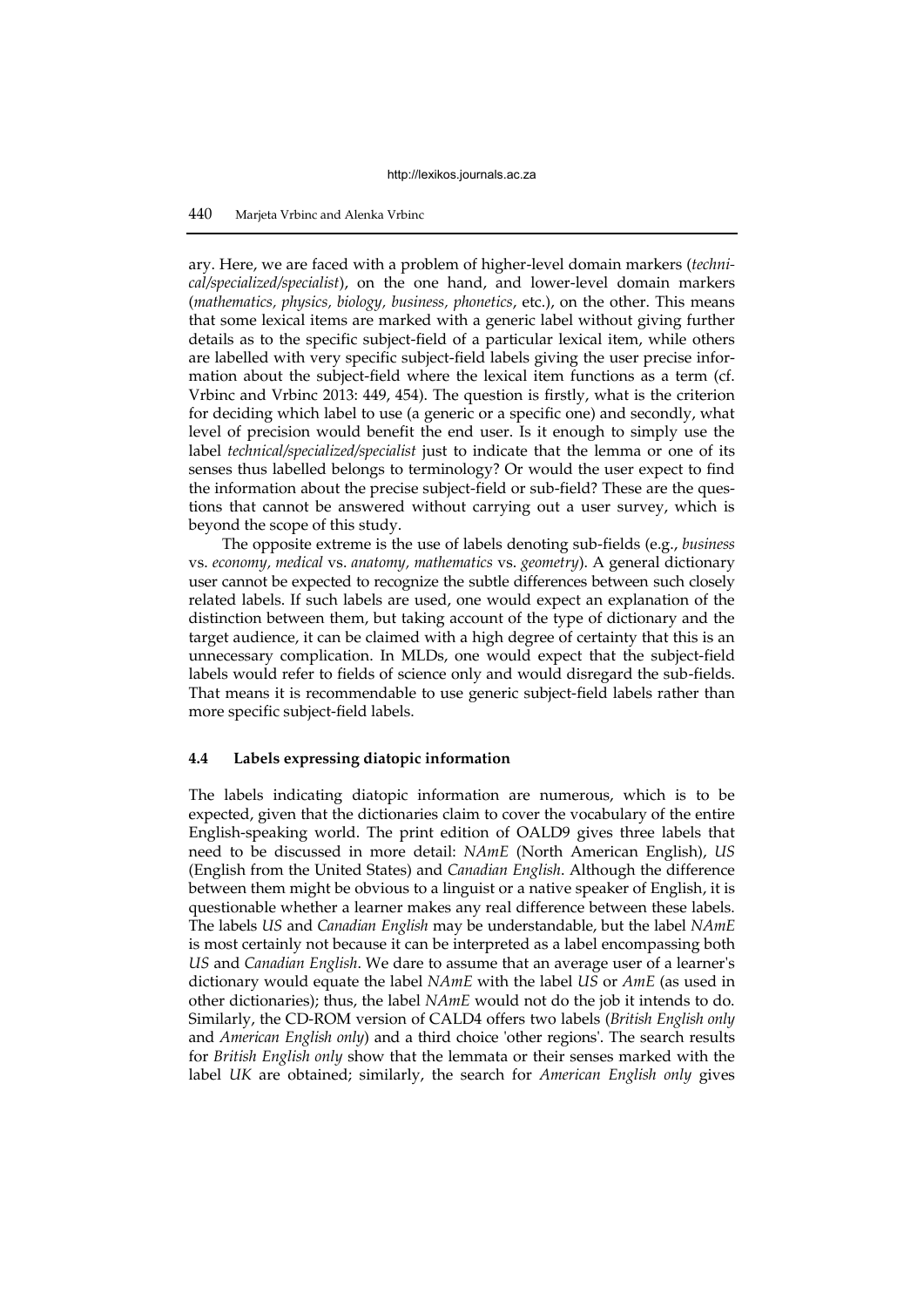ary. Here, we are faced with a problem of higher-level domain markers (*technical/specialized/specialist*), on the one hand, and lower-level domain markers (*mathematics, physics, biology, business, phonetics*, etc.), on the other. This means that some lexical items are marked with a generic label without giving further details as to the specific subject-field of a particular lexical item, while others are labelled with very specific subject-field labels giving the user precise information about the subject-field where the lexical item functions as a term (cf. Vrbinc and Vrbinc 2013: 449, 454). The question is firstly, what is the criterion for deciding which label to use (a generic or a specific one) and secondly, what level of precision would benefit the end user. Is it enough to simply use the label *technical/specialized/specialist* just to indicate that the lemma or one of its senses thus labelled belongs to terminology? Or would the user expect to find the information about the precise subject-field or sub-field? These are the questions that cannot be answered without carrying out a user survey, which is beyond the scope of this study.

The opposite extreme is the use of labels denoting sub-fields (e.g., *business* vs. *economy, medical* vs. *anatomy, mathematics* vs. *geometry*). A general dictionary user cannot be expected to recognize the subtle differences between such closely related labels. If such labels are used, one would expect an explanation of the distinction between them, but taking account of the type of dictionary and the target audience, it can be claimed with a high degree of certainty that this is an unnecessary complication. In MLDs, one would expect that the subject-field labels would refer to fields of science only and would disregard the sub-fields. That means it is recommendable to use generic subject-field labels rather than more specific subject-field labels.

### 4.4 Labels expressing diatopic information

The labels indicating diatopic information are numerous, which is to be expected, given that the dictionaries claim to cover the vocabulary of the entire English-speaking world. The print edition of OALD9 gives three labels that need to be discussed in more detail: *NAmE* (North American English), *US* (English from the United States) and *Canadian English*. Although the difference between them might be obvious to a linguist or a native speaker of English, it is questionable whether a learner makes any real difference between these labels. The labels *US* and *Canadian English* may be understandable, but the label *NAmE* is most certainly not because it can be interpreted as a label encompassing both *US* and *Canadian English*. We dare to assume that an average user of a learner's dictionary would equate the label *NAmE* with the label *US* or *AmE* (as used in other dictionaries); thus, the label *NAmE* would not do the job it intends to do. Similarly, the CD-ROM version of CALD4 offers two labels (*British English only* and *American English only*) and a third choice 'other regions'. The search results for *British English only* show that the lemmata or their senses marked with the label *UK* are obtained; similarly, the search for *American English only* gives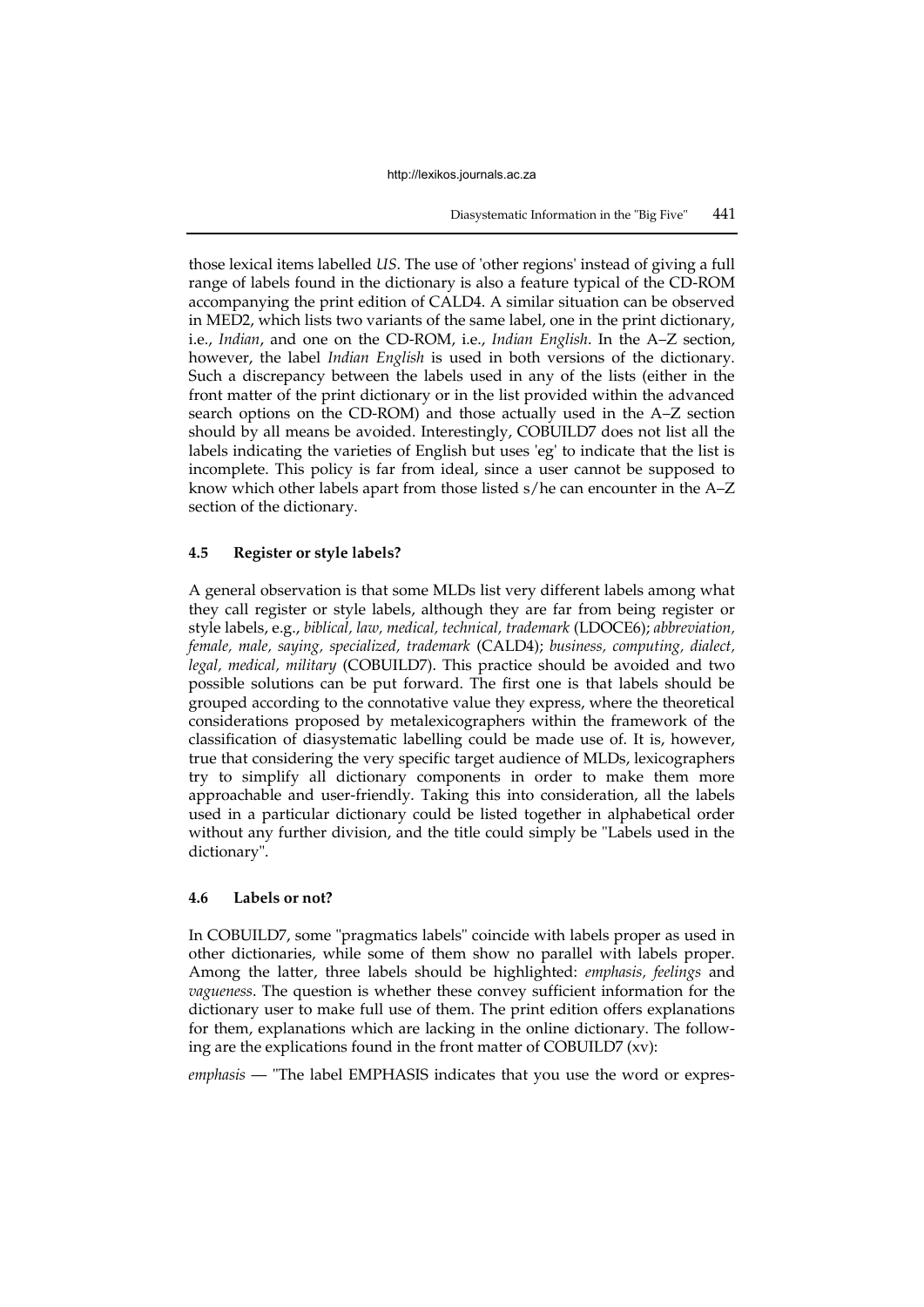those lexical items labelled *US*. The use of 'other regions' instead of giving a full range of labels found in the dictionary is also a feature typical of the CD-ROM accompanying the print edition of CALD4. A similar situation can be observed in MED2, which lists two variants of the same label, one in the print dictionary, i.e., *Indian*, and one on the CD-ROM, i.e., *Indian English*. In the A–Z section, however, the label *Indian English* is used in both versions of the dictionary. Such a discrepancy between the labels used in any of the lists (either in the front matter of the print dictionary or in the list provided within the advanced search options on the CD-ROM) and those actually used in the A–Z section should by all means be avoided. Interestingly, COBUILD7 does not list all the labels indicating the varieties of English but uses 'eg' to indicate that the list is incomplete. This policy is far from ideal, since a user cannot be supposed to know which other labels apart from those listed s/he can encounter in the A–Z section of the dictionary.

### 4.5 Register or style labels?

A general observation is that some MLDs list very different labels among what they call register or style labels, although they are far from being register or style labels, e.g., *biblical, law, medical, technical, trademark* (LDOCE6); *abbreviation, female, male, saying, specialized, trademark* (CALD4); *business, computing, dialect, legal, medical, military* (COBUILD7). This practice should be avoided and two possible solutions can be put forward. The first one is that labels should be grouped according to the connotative value they express, where the theoretical considerations proposed by metalexicographers within the framework of the classification of diasystematic labelling could be made use of. It is, however, true that considering the very specific target audience of MLDs, lexicographers try to simplify all dictionary components in order to make them more approachable and user-friendly. Taking this into consideration, all the labels used in a particular dictionary could be listed together in alphabetical order without any further division, and the title could simply be "Labels used in the dictionary".

### 4.6 Labels or not?

In COBUILD7, some "pragmatics labels" coincide with labels proper as used in other dictionaries, while some of them show no parallel with labels proper. Among the latter, three labels should be highlighted: *emphasis, feelings* and *vagueness*. The question is whether these convey sufficient information for the dictionary user to make full use of them. The print edition offers explanations for them, explanations which are lacking in the online dictionary. The following are the explications found in the front matter of COBUILD7 (xv):

*emphasis* — "The label EMPHASIS indicates that you use the word or expres-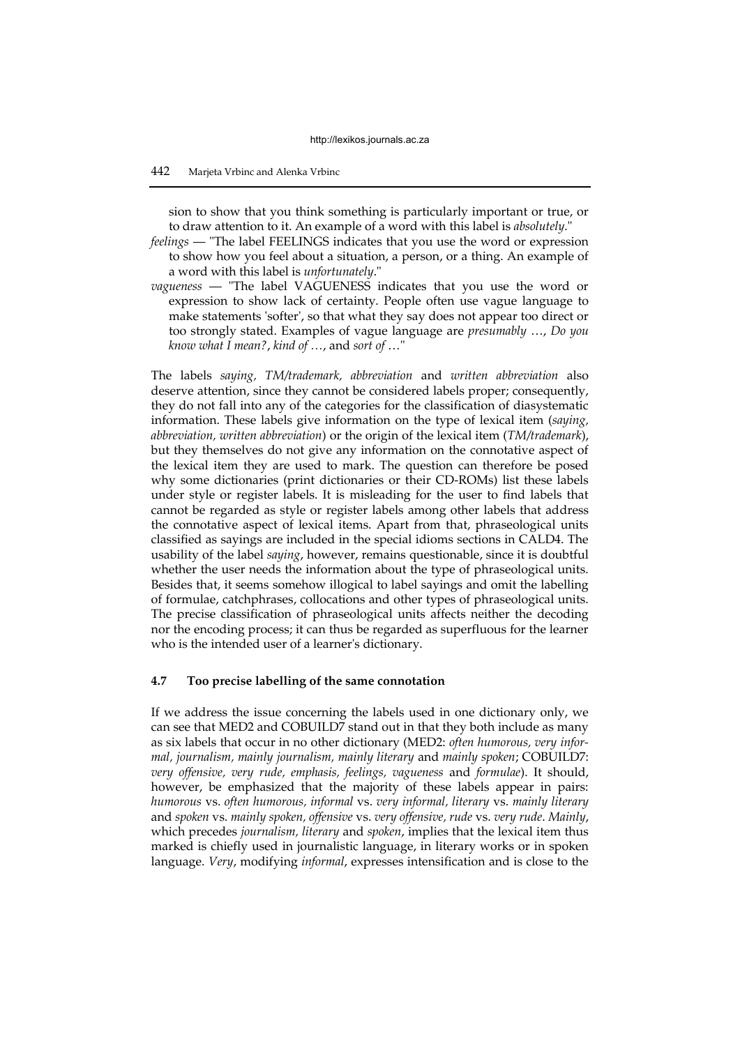sion to show that you think something is particularly important or true, or to draw attention to it. An example of a word with this label is *absolutely*."

*feelings* — "The label FEELINGS indicates that you use the word or expression to show how you feel about a situation, a person, or a thing. An example of a word with this label is *unfortunately*."

*vagueness* — "The label VAGUENESS indicates that you use the word or expression to show lack of certainty. People often use vague language to make statements 'softer', so that what they say does not appear too direct or too strongly stated. Examples of vague language are *presumably* …, *Do you know what I mean?*, *kind of …*, and *sort of* …"

The labels *saying, TM/trademark, abbreviation* and *written abbreviation* also deserve attention, since they cannot be considered labels proper; consequently, they do not fall into any of the categories for the classification of diasystematic information. These labels give information on the type of lexical item (*saying, abbreviation, written abbreviation*) or the origin of the lexical item (*TM/trademark*), but they themselves do not give any information on the connotative aspect of the lexical item they are used to mark. The question can therefore be posed why some dictionaries (print dictionaries or their CD-ROMs) list these labels under style or register labels. It is misleading for the user to find labels that cannot be regarded as style or register labels among other labels that address the connotative aspect of lexical items. Apart from that, phraseological units classified as sayings are included in the special idioms sections in CALD4. The usability of the label *saying*, however, remains questionable, since it is doubtful whether the user needs the information about the type of phraseological units. Besides that, it seems somehow illogical to label sayings and omit the labelling of formulae, catchphrases, collocations and other types of phraseological units. The precise classification of phraseological units affects neither the decoding nor the encoding process; it can thus be regarded as superfluous for the learner who is the intended user of a learner's dictionary.

### 4.7 Too precise labelling of the same connotation

If we address the issue concerning the labels used in one dictionary only, we can see that MED2 and COBUILD7 stand out in that they both include as many as six labels that occur in no other dictionary (MED2: *often humorous, very informal, journalism, mainly journalism, mainly literary* and *mainly spoken*; COBUILD7: *very offensive, very rude, emphasis, feelings, vagueness* and *formulae*). It should, however, be emphasized that the majority of these labels appear in pairs: *humorous* vs. *often humorous, informal* vs. *very informal, literary* vs. *mainly literary* and *spoken* vs. *mainly spoken, offensive* vs. *very offensive, rude* vs. *very rude*. *Mainly*, which precedes *journalism, literary* and *spoken*, implies that the lexical item thus marked is chiefly used in journalistic language, in literary works or in spoken language. *Very*, modifying *informal*, expresses intensification and is close to the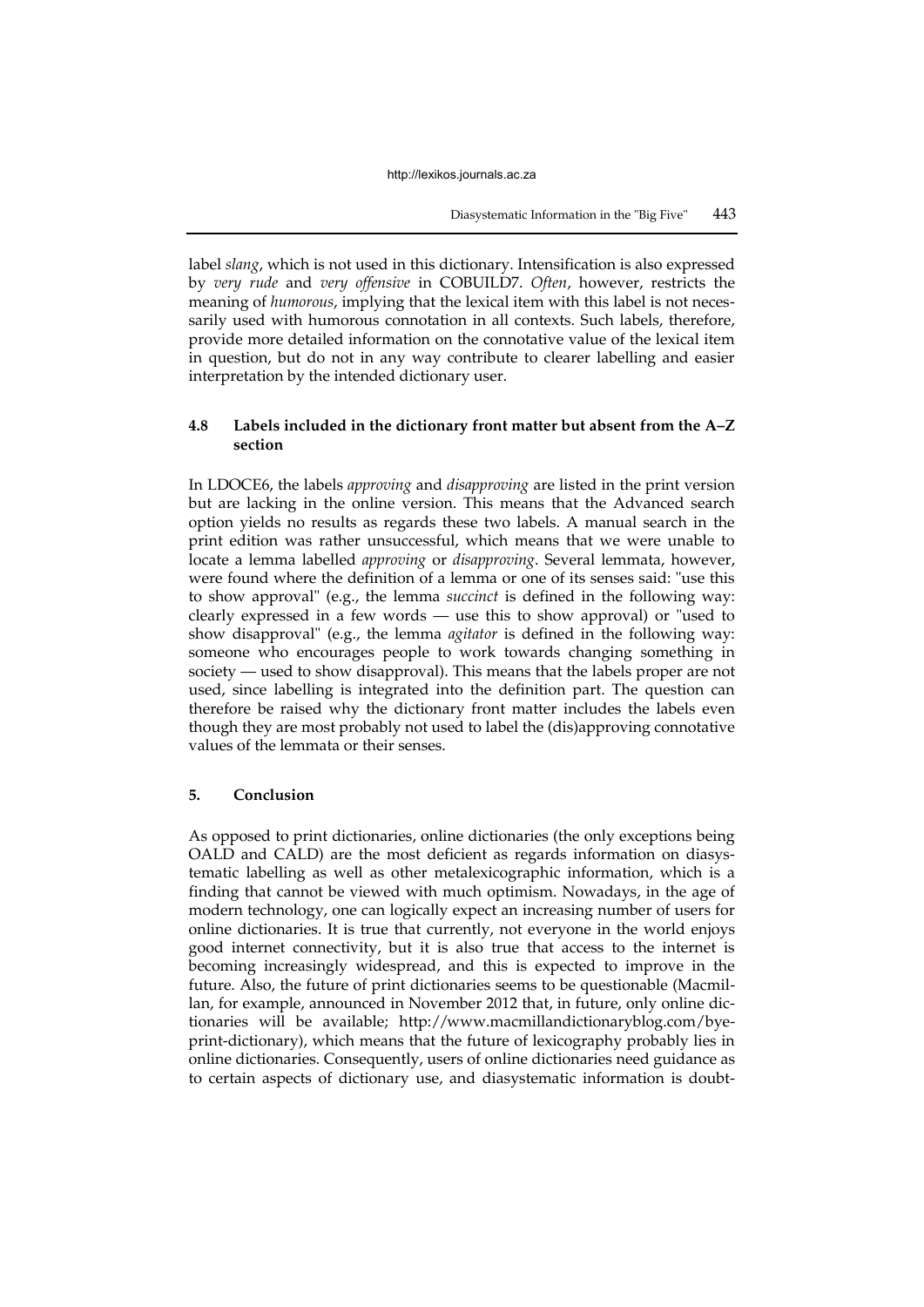label *slang*, which is not used in this dictionary. Intensification is also expressed by *very rude* and *very offensive* in COBUILD7. *Often*, however, restricts the meaning of *humorous*, implying that the lexical item with this label is not necessarily used with humorous connotation in all contexts. Such labels, therefore, provide more detailed information on the connotative value of the lexical item in question, but do not in any way contribute to clearer labelling and easier interpretation by the intended dictionary user.

### 4.8 Labels included in the dictionary front matter but absent from the A–Z section

In LDOCE6, the labels *approving* and *disapproving* are listed in the print version but are lacking in the online version. This means that the Advanced search option yields no results as regards these two labels. A manual search in the print edition was rather unsuccessful, which means that we were unable to locate a lemma labelled *approving* or *disapproving*. Several lemmata, however, were found where the definition of a lemma or one of its senses said: "use this to show approval" (e.g., the lemma *succinct* is defined in the following way: clearly expressed in a few words — use this to show approval) or "used to show disapproval" (e.g., the lemma *agitator* is defined in the following way: someone who encourages people to work towards changing something in society — used to show disapproval). This means that the labels proper are not used, since labelling is integrated into the definition part. The question can therefore be raised why the dictionary front matter includes the labels even though they are most probably not used to label the (dis)approving connotative values of the lemmata or their senses.

## 5. Conclusion

As opposed to print dictionaries, online dictionaries (the only exceptions being OALD and CALD) are the most deficient as regards information on diasystematic labelling as well as other metalexicographic information, which is a finding that cannot be viewed with much optimism. Nowadays, in the age of modern technology, one can logically expect an increasing number of users for online dictionaries. It is true that currently, not everyone in the world enjoys good internet connectivity, but it is also true that access to the internet is becoming increasingly widespread, and this is expected to improve in the future. Also, the future of print dictionaries seems to be questionable (Macmillan, for example, announced in November 2012 that, in future, only online dictionaries will be available; http://www.macmillandictionaryblog.com/bye-print-dictionary), which means that the future of lexicography probably lies in online dictionaries. Consequently, users of online dictionaries need guidance as to certain aspects of dictionary use, and diasystematic information is doubt-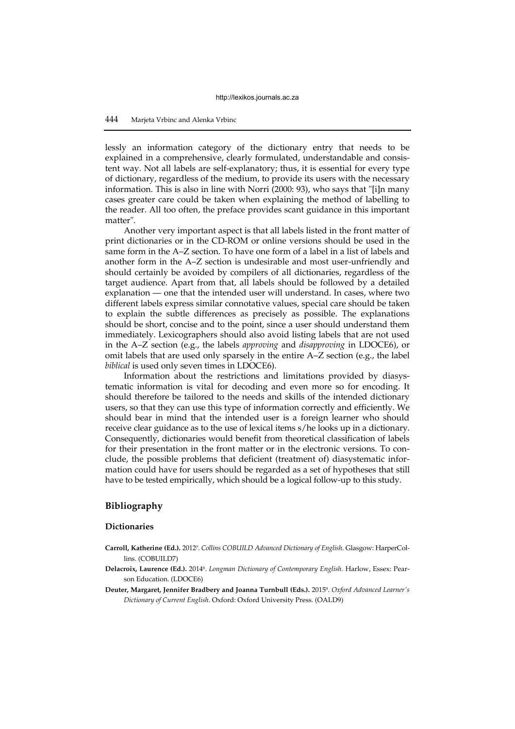lessly an information category of the dictionary entry that needs to be explained in a comprehensive, clearly formulated, understandable and consistent way. Not all labels are self-explanatory; thus, it is essential for every type of dictionary, regardless of the medium, to provide its users with the necessary information. This is also in line with Norri (2000: 93), who says that "[i]n many cases greater care could be taken when explaining the method of labelling to the reader. All too often, the preface provides scant guidance in this important matter".

Another very important aspect is that all labels listed in the front matter of print dictionaries or in the CD-ROM or online versions should be used in the same form in the A–Z section. To have one form of a label in a list of labels and another form in the A–Z section is undesirable and most user-unfriendly and should certainly be avoided by compilers of all dictionaries, regardless of the target audience. Apart from that, all labels should be followed by a detailed explanation — one that the intended user will understand. In cases, where two different labels express similar connotative values, special care should be taken to explain the subtle differences as precisely as possible. The explanations should be short, concise and to the point, since a user should understand them immediately. Lexicographers should also avoid listing labels that are not used in the A–Z section (e.g., the labels *approving* and *disapproving* in LDOCE6), or omit labels that are used only sparsely in the entire A–Z section (e.g., the label *biblical* is used only seven times in LDOCE6).

Information about the restrictions and limitations provided by diasystematic information is vital for decoding and even more so for encoding. It should therefore be tailored to the needs and skills of the intended dictionary users, so that they can use this type of information correctly and efficiently. We should bear in mind that the intended user is a foreign learner who should receive clear guidance as to the use of lexical items s/he looks up in a dictionary. Consequently, dictionaries would benefit from theoretical classification of labels for their presentation in the front matter or in the electronic versions. To conclude, the possible problems that deficient (treatment of) diasystematic information could have for users should be regarded as a set of hypotheses that still have to be tested empirically, which should be a logical follow-up to this study.

## Bibliography

### Dictionaries

**Carroll, Katherine (Ed.).** 2012[7]. *Collins COBUILD Advanced Dictionary of English*. Glasgow: HarperCollins. (COBUILD7)

**Delacroix, Laurence (Ed.).** 2014[6]. *Longman Dictionary of Contemporary English.* Harlow, Essex: Pearson Education. (LDOCE6)

**Deuter, Margaret, Jennifer Bradbery and Joanna Turnbull (Eds.).** 2015[9]. *Oxford Advanced Learner's Dictionary of Current English*. Oxford: Oxford University Press. (OALD9)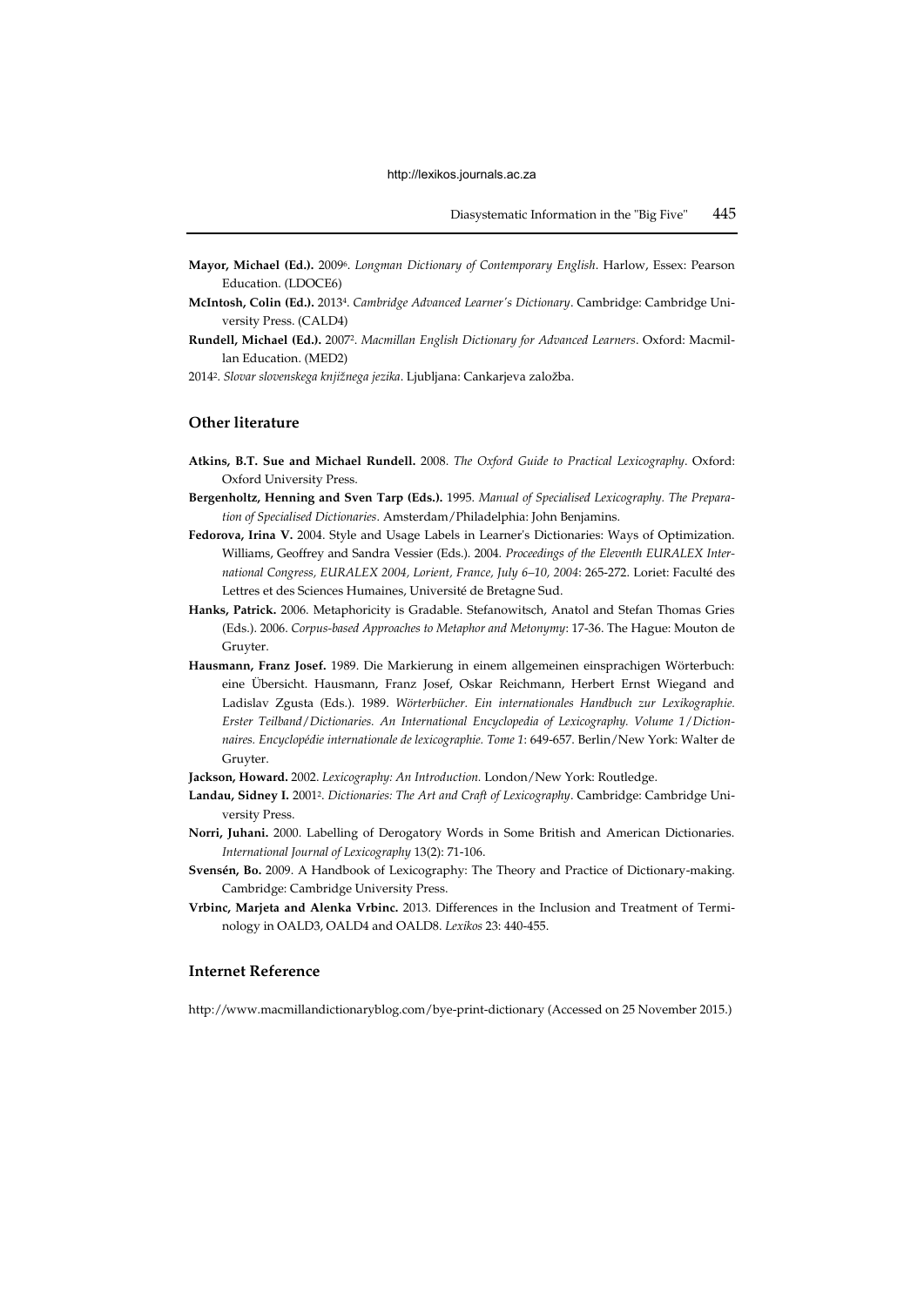**Mayor, Michael (Ed.).** 2009[6]. *Longman Dictionary of Contemporary English*. Harlow, Essex: Pearson Education. (LDOCE6)

**McIntosh, Colin (Ed.).** 2013[4]. *Cambridge Advanced Learner's Dictionary*. Cambridge: Cambridge University Press. (CALD4)

**Rundell, Michael (Ed.).** 2007[2]. *Macmillan English Dictionary for Advanced Learners*. Oxford: Macmillan Education. (MED2)

2014[2]. *Slovar slovenskega knjižnega jezika*. Ljubljana: Cankarjeva založba.

## Other literature

**Atkins, B.T. Sue and Michael Rundell.** 2008. *The Oxford Guide to Practical Lexicography*. Oxford: Oxford University Press.

**Bergenholtz, Henning and Sven Tarp (Eds.).** 1995. *Manual of Specialised Lexicography. The Preparation of Specialised Dictionaries*. Amsterdam/Philadelphia: John Benjamins.

**Fedorova, Irina V.** 2004. Style and Usage Labels in Learner's Dictionaries: Ways of Optimization. Williams, Geoffrey and Sandra Vessier (Eds.). 2004. *Proceedings of the Eleventh EURALEX International Congress, EURALEX 2004, Lorient, France, July 6–10, 2004*: 265-272. Loriet: Faculté des Lettres et des Sciences Humaines, Université de Bretagne Sud.

**Hanks, Patrick.** 2006. Metaphoricity is Gradable. Stefanowitsch, Anatol and Stefan Thomas Gries (Eds.). 2006. *Corpus-based Approaches to Metaphor and Metonymy*: 17-36. The Hague: Mouton de Gruyter.

**Hausmann, Franz Josef.** 1989. Die Markierung in einem allgemeinen einsprachigen Wörterbuch: eine Übersicht. Hausmann, Franz Josef, Oskar Reichmann, Herbert Ernst Wiegand and Ladislav Zgusta (Eds.). 1989. *Wörterbücher. Ein internationales Handbuch zur Lexikographie. Erster Teilband/Dictionaries. An International Encyclopedia of Lexicography. Volume 1/Dictionnaires. Encyclopédie internationale de lexicographie. Tome 1*: 649-657. Berlin/New York: Walter de Gruyter.

**Jackson, Howard.** 2002. *Lexicography: An Introduction*. London/New York: Routledge.

**Landau, Sidney I.** 2001[2]. *Dictionaries: The Art and Craft of Lexicography*. Cambridge: Cambridge University Press.

**Norri, Juhani.** 2000. Labelling of Derogatory Words in Some British and American Dictionaries. *International Journal of Lexicography* 13(2): 71-106.

**Svensén, Bo.** 2009. A Handbook of Lexicography: The Theory and Practice of Dictionary-making. Cambridge: Cambridge University Press.

**Vrbinc, Marjeta and Alenka Vrbinc.** 2013. Differences in the Inclusion and Treatment of Terminology in OALD3, OALD4 and OALD8. *Lexikos* 23: 440-455.

## Internet Reference

http://www.macmillandictionaryblog.com/bye-print-dictionary (Accessed on 25 November 2015.)